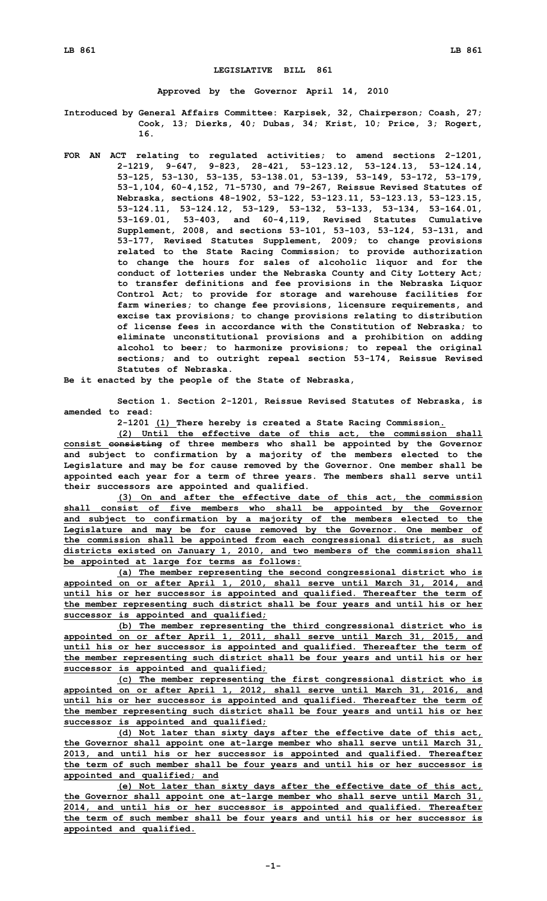# LEGISLATIVE BILL 861

**Approved by the Governor April 14, 2010**

**Introduced by General Affairs Committee: Karpisek, 32, Chairperson; Coash, 27; Cook, 13; Dierks, 40; Dubas, 34; Krist, 10; Price, 3; Rogert, 16.**

**FOR AN ACT relating to regulated activities; to amend sections 2-1201, 2-1219, 9-647, 9-823, 28-421, 53-123.12, 53-124.13, 53-124.14, 53-125, 53-130, 53-135, 53-138.01, 53-139, 53-149, 53-172, 53-179, 53-1,104, 60-4,152, 71-5730, and 79-267, Reissue Revised Statutes of Nebraska, sections 48-1902, 53-122, 53-123.11, 53-123.13, 53-123.15, 53-124.11, 53-124.12, 53-129, 53-132, 53-133, 53-134, 53-164.01, 53-169.01, 53-403, and 60-4,119, Revised Statutes Cumulative Supplement, 2008, and sections 53-101, 53-103, 53-124, 53-131, and 53-177, Revised Statutes Supplement, 2009; to change provisions related to the State Racing Commission; to provide authorization to change the hours for sales of alcoholic liquor and for the conduct of lotteries under the Nebraska County and City Lottery Act; to transfer definitions and fee provisions in the Nebraska Liquor Control Act; to provide for storage and warehouse facilities for farm wineries; to change fee provisions, licensure requirements, and excise tax provisions; to change provisions relating to distribution of license fees in accordance with the Constitution of Nebraska; to eliminate unconstitutional provisions and a prohibition on adding alcohol to beer; to harmonize provisions; to repeal the original sections; and to outright repeal section 53-174, Reissue Revised Statutes of Nebraska.**

**Be it enacted by the people of the State of Nebraska,**

**Section 1. Section 2-1201, Reissue Revised Statutes of Nebraska, is amended to read:**

**2-1201 <u>(1)</u> There hereby is created a State Racing Commission<u>.</u>**

**<u>(2) Until the effective date of this act, the commission shall consist</u> ~~consisting~~ of three members who shall be appointed by the Governor and subject to confirmation by a majority of the members elected to the Legislature and may be for cause removed by the Governor. One member shall be appointed each year for a term of three years. The members shall serve until their successors are appointed and qualified.**

**<u>(3) On and after the effective date of this act, the commission shall consist of five members who shall be appointed by the Governor and subject to confirmation by a majority of the members elected to the Legislature and may be for cause removed by the Governor. One member of the commission shall be appointed from each congressional district, as such districts existed on January 1, 2010, and two members of the commission shall be appointed at large for terms as follows:</u>**

**<u>(a) The member representing the second congressional district who is appointed on or after April 1, 2010, shall serve until March 31, 2014, and until his or her successor is appointed and qualified. Thereafter the term of the member representing such district shall be four years and until his or her successor is appointed and qualified;</u>**

**<u>(b) The member representing the third congressional district who is appointed on or after April 1, 2011, shall serve until March 31, 2015, and until his or her successor is appointed and qualified. Thereafter the term of the member representing such district shall be four years and until his or her successor is appointed and qualified;</u>**

**<u>(c) The member representing the first congressional district who is appointed on or after April 1, 2012, shall serve until March 31, 2016, and until his or her successor is appointed and qualified. Thereafter the term of the member representing such district shall be four years and until his or her successor is appointed and qualified;</u>**

**<u>(d) Not later than sixty days after the effective date of this act, the Governor shall appoint one at-large member who shall serve until March 31, 2013, and until his or her successor is appointed and qualified. Thereafter the term of such member shall be four years and until his or her successor is appointed and qualified; and</u>**

**<u>(e) Not later than sixty days after the effective date of this act, the Governor shall appoint one at-large member who shall serve until March 31, 2014, and until his or her successor is appointed and qualified. Thereafter the term of such member shall be four years and until his or her successor is appointed and qualified.</u>**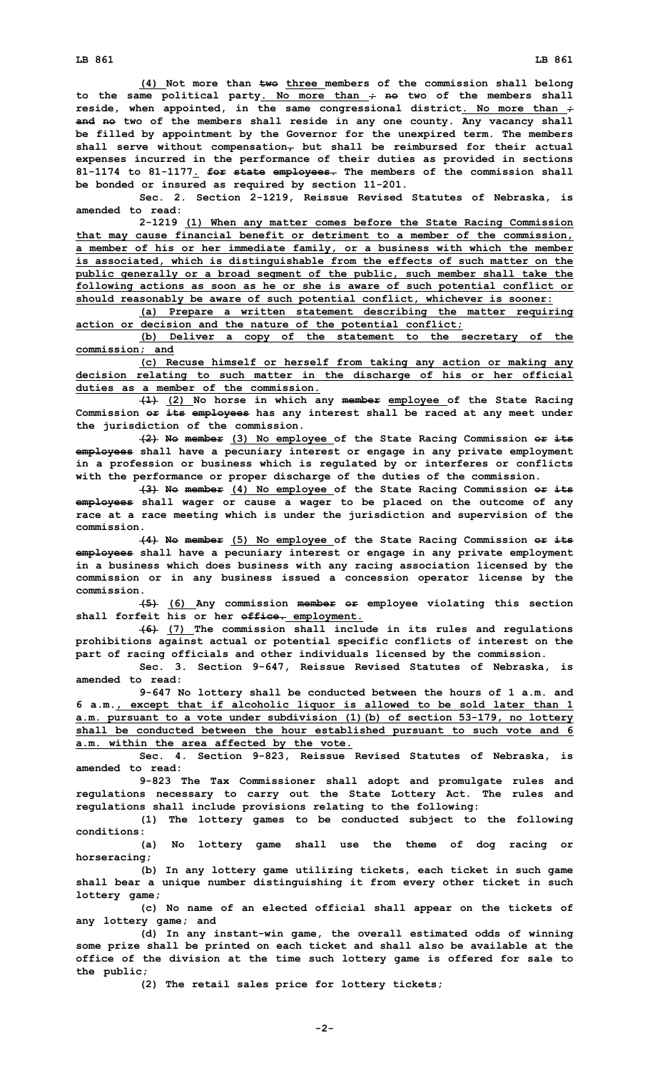(4) Not more than two three members of the commission shall belong to the same political party. No more than ; no two of the members shall reside, when appointed, in the same congressional district. No more than ; and no two of the members shall reside in any one county. Any vacancy shall be filled by appointment by the Governor for the unexpired term. The members shall serve without compensation, but shall be reimbursed for their actual expenses incurred in the performance of their duties as provided in sections 81-1174 to 81-1177. for state employees. The members of the commission shall be bonded or insured as required by section 11-201.

Sec. 2. Section 2-1219, Reissue Revised Statutes of Nebraska, is amended to read:

2-1219 (1) When any matter comes before the State Racing Commission that may cause financial benefit or detriment to a member of the commission, a member of his or her immediate family, or a business with which the member is associated, which is distinguishable from the effects of such matter on the public generally or a broad segment of the public, such member shall take the following actions as soon as he or she is aware of such potential conflict or should reasonably be aware of such potential conflict, whichever is sooner:

(a) Prepare a written statement describing the matter requiring action or decision and the nature of the potential conflict;

(b) Deliver a copy of the statement to the secretary of the commission; and

(c) Recuse himself or herself from taking any action or making any decision relating to such matter in the discharge of his or her official duties as a member of the commission.

(1) (2) No horse in which any member employee of the State Racing Commission or its employees has any interest shall be raced at any meet under the jurisdiction of the commission.

(2) No member (3) No employee of the State Racing Commission or its employees shall have a pecuniary interest or engage in any private employment in a profession or business which is regulated by or interferes or conflicts with the performance or proper discharge of the duties of the commission.

(3) No member (4) No employee of the State Racing Commission or its employees shall wager or cause a wager to be placed on the outcome of any race at a race meeting which is under the jurisdiction and supervision of the commission.

(4) No member (5) No employee of the State Racing Commission or its employees shall have a pecuniary interest or engage in any private employment in a business which does business with any racing association licensed by the commission or in any business issued a concession operator license by the commission.

(5) (6) Any commission member or employee violating this section shall forfeit his or her office. employment.

(6) (7) The commission shall include in its rules and regulations prohibitions against actual or potential specific conflicts of interest on the part of racing officials and other individuals licensed by the commission.

Sec. 3. Section 9-647, Reissue Revised Statutes of Nebraska, is amended to read:

9-647 No lottery shall be conducted between the hours of 1 a.m. and 6 a.m., except that if alcoholic liquor is allowed to be sold later than 1 a.m. pursuant to a vote under subdivision (1)(b) of section 53-179, no lottery shall be conducted between the hour established pursuant to such vote and 6 a.m. within the area affected by the vote.

Sec. 4. Section 9-823, Reissue Revised Statutes of Nebraska, is amended to read:

9-823 The Tax Commissioner shall adopt and promulgate rules and regulations necessary to carry out the State Lottery Act. The rules and regulations shall include provisions relating to the following:

(1) The lottery games to be conducted subject to the following conditions:

(a) No lottery game shall use the theme of dog racing or horseracing;

(b) In any lottery game utilizing tickets, each ticket in such game shall bear a unique number distinguishing it from every other ticket in such lottery game;

(c) No name of an elected official shall appear on the tickets of any lottery game; and

(d) In any instant-win game, the overall estimated odds of winning some prize shall be printed on each ticket and shall also be available at the office of the division at the time such lottery game is offered for sale to the public;

(2) The retail sales price for lottery tickets;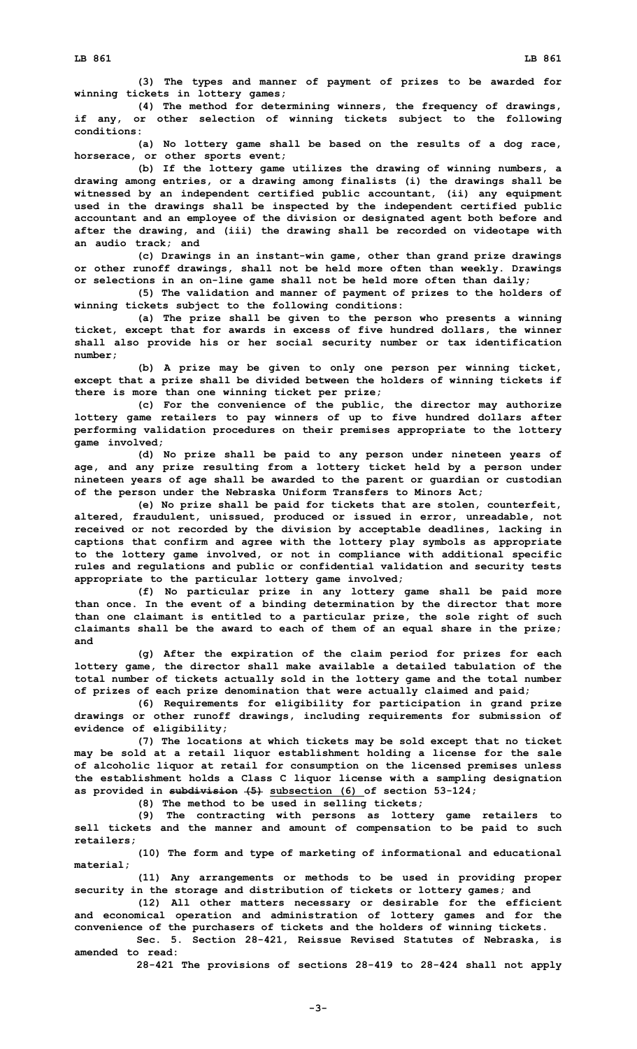(3) The types and manner of payment of prizes to be awarded for winning tickets in lottery games;

(4) The method for determining winners, the frequency of drawings, if any, or other selection of winning tickets subject to the following conditions:

(a) No lottery game shall be based on the results of a dog race, horserace, or other sports event;

(b) If the lottery game utilizes the drawing of winning numbers, a drawing among entries, or a drawing among finalists (i) the drawings shall be witnessed by an independent certified public accountant, (ii) any equipment used in the drawings shall be inspected by the independent certified public accountant and an employee of the division or designated agent both before and after the drawing, and (iii) the drawing shall be recorded on videotape with an audio track; and

(c) Drawings in an instant-win game, other than grand prize drawings or other runoff drawings, shall not be held more often than weekly. Drawings or selections in an on-line game shall not be held more often than daily;

(5) The validation and manner of payment of prizes to the holders of winning tickets subject to the following conditions:

(a) The prize shall be given to the person who presents a winning ticket, except that for awards in excess of five hundred dollars, the winner shall also provide his or her social security number or tax identification number;

(b) A prize may be given to only one person per winning ticket, except that a prize shall be divided between the holders of winning tickets if there is more than one winning ticket per prize;

(c) For the convenience of the public, the director may authorize lottery game retailers to pay winners of up to five hundred dollars after performing validation procedures on their premises appropriate to the lottery game involved;

(d) No prize shall be paid to any person under nineteen years of age, and any prize resulting from a lottery ticket held by a person under nineteen years of age shall be awarded to the parent or guardian or custodian of the person under the Nebraska Uniform Transfers to Minors Act;

(e) No prize shall be paid for tickets that are stolen, counterfeit, altered, fraudulent, unissued, produced or issued in error, unreadable, not received or not recorded by the division by acceptable deadlines, lacking in captions that confirm and agree with the lottery play symbols as appropriate to the lottery game involved, or not in compliance with additional specific rules and regulations and public or confidential validation and security tests appropriate to the particular lottery game involved;

(f) No particular prize in any lottery game shall be paid more than once. In the event of a binding determination by the director that more than one claimant is entitled to a particular prize, the sole right of such claimants shall be the award to each of them of an equal share in the prize; and

(g) After the expiration of the claim period for prizes for each lottery game, the director shall make available a detailed tabulation of the total number of tickets actually sold in the lottery game and the total number of prizes of each prize denomination that were actually claimed and paid;

(6) Requirements for eligibility for participation in grand prize drawings or other runoff drawings, including requirements for submission of evidence of eligibility;

(7) The locations at which tickets may be sold except that no ticket may be sold at a retail liquor establishment holding a license for the sale of alcoholic liquor at retail for consumption on the licensed premises unless the establishment holds a Class C liquor license with a sampling designation as provided in ~~subdivision (5)~~ subsection (6) of section 53-124;

(8) The method to be used in selling tickets;

(9) The contracting with persons as lottery game retailers to sell tickets and the manner and amount of compensation to be paid to such retailers;

(10) The form and type of marketing of informational and educational material;

(11) Any arrangements or methods to be used in providing proper security in the storage and distribution of tickets or lottery games; and

(12) All other matters necessary or desirable for the efficient and economical operation and administration of lottery games and for the convenience of the purchasers of tickets and the holders of winning tickets.

Sec. 5. Section 28-421, Reissue Revised Statutes of Nebraska, is amended to read:

28-421 The provisions of sections 28-419 to 28-424 shall not apply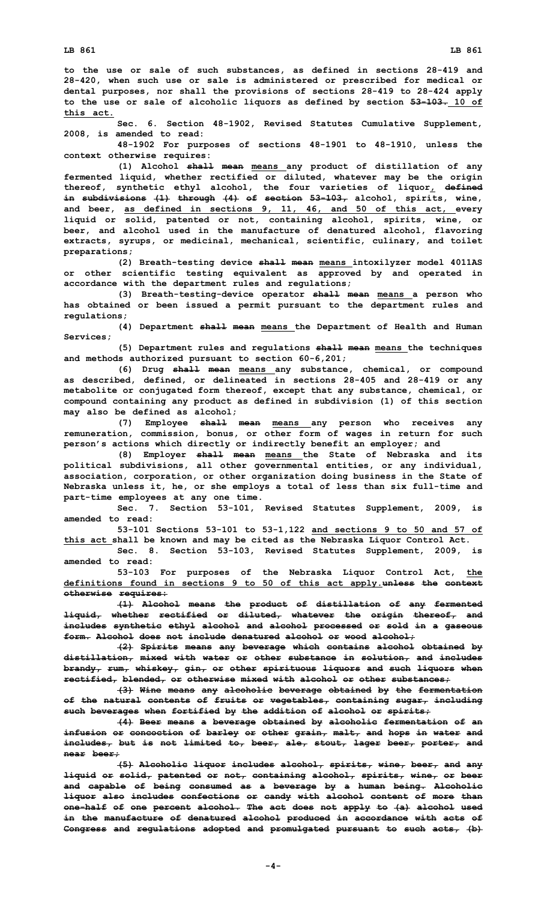to the use or sale of such substances, as defined in sections 28-419 and 28-420, when such use or sale is administered or prescribed for medical or dental purposes, nor shall the provisions of sections 28-419 to 28-424 apply to the use or sale of alcoholic liquors as defined by section ~~53-103.~~ 10 of this act.

Sec. 6. Section 48-1902, Revised Statutes Cumulative Supplement, 2008, is amended to read:

48-1902 For purposes of sections 48-1901 to 48-1910, unless the context otherwise requires:

(1) Alcohol ~~shall mean~~ means any product of distillation of any fermented liquid, whether rectified or diluted, whatever may be the origin thereof, synthetic ethyl alcohol, the four varieties of liquor, ~~defined in subdivisions (1) through (4) of section 53-103,~~ alcohol, spirits, wine, and beer, as defined in sections 9, 11, 46, and 50 of this act, every liquid or solid, patented or not, containing alcohol, spirits, wine, or beer, and alcohol used in the manufacture of denatured alcohol, flavoring extracts, syrups, or medicinal, mechanical, scientific, culinary, and toilet preparations;

(2) Breath-testing device ~~shall mean~~ means intoxilyzer model 4011AS or other scientific testing equivalent as approved by and operated in accordance with the department rules and regulations;

(3) Breath-testing-device operator ~~shall mean~~ means a person who has obtained or been issued a permit pursuant to the department rules and regulations;

(4) Department ~~shall mean~~ means the Department of Health and Human Services;

(5) Department rules and regulations ~~shall mean~~ means the techniques and methods authorized pursuant to section 60-6,201;

(6) Drug ~~shall mean~~ means any substance, chemical, or compound as described, defined, or delineated in sections 28-405 and 28-419 or any metabolite or conjugated form thereof, except that any substance, chemical, or compound containing any product as defined in subdivision (1) of this section may also be defined as alcohol;

(7) Employee ~~shall mean~~ means any person who receives any remuneration, commission, bonus, or other form of wages in return for such person's actions which directly or indirectly benefit an employer; and

(8) Employer ~~shall mean~~ means the State of Nebraska and its political subdivisions, all other governmental entities, or any individual, association, corporation, or other organization doing business in the State of Nebraska unless it, he, or she employs a total of less than six full-time and part-time employees at any one time.

Sec. 7. Section 53-101, Revised Statutes Supplement, 2009, is amended to read:

53-101 Sections 53-101 to 53-1,122 and sections 9 to 50 and 57 of this act shall be known and may be cited as the Nebraska Liquor Control Act.

Sec. 8. Section 53-103, Revised Statutes Supplement, 2009, is amended to read:

53-103 For purposes of the Nebraska Liquor Control Act, the definitions found in sections 9 to 50 of this act apply.~~unless the context otherwise requires:~~

~~(1) Alcohol means the product of distillation of any fermented liquid, whether rectified or diluted, whatever the origin thereof, and includes synthetic ethyl alcohol and alcohol processed or sold in a gaseous form. Alcohol does not include denatured alcohol or wood alcohol;~~

~~(2) Spirits means any beverage which contains alcohol obtained by distillation, mixed with water or other substance in solution, and includes brandy, rum, whiskey, gin, or other spirituous liquors and such liquors when rectified, blended, or otherwise mixed with alcohol or other substances;~~

~~(3) Wine means any alcoholic beverage obtained by the fermentation of the natural contents of fruits or vegetables, containing sugar, including such beverages when fortified by the addition of alcohol or spirits;~~

~~(4) Beer means a beverage obtained by alcoholic fermentation of an infusion or concoction of barley or other grain, malt, and hops in water and includes, but is not limited to, beer, ale, stout, lager beer, porter, and near beer;~~

~~(5) Alcoholic liquor includes alcohol, spirits, wine, beer, and any liquid or solid, patented or not, containing alcohol, spirits, wine, or beer and capable of being consumed as a beverage by a human being. Alcoholic liquor also includes confections or candy with alcohol content of more than one-half of one percent alcohol. The act does not apply to (a) alcohol used in the manufacture of denatured alcohol produced in accordance with acts of Congress and regulations adopted and promulgated pursuant to such acts, (b)~~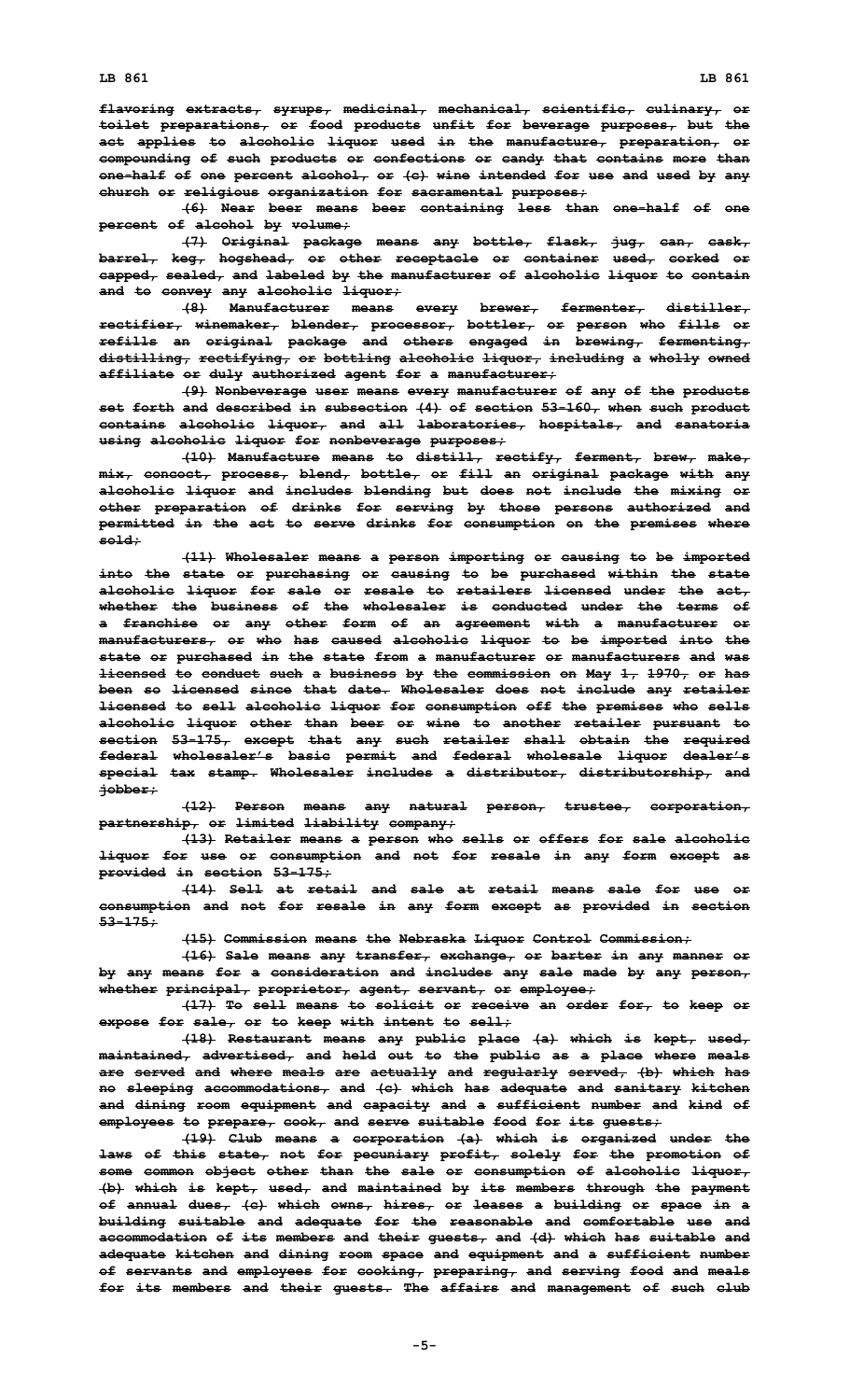flavoring extracts, syrups, medicinal, mechanical, scientific, culinary, or toilet preparations, or food products unfit for beverage purposes, but the act applies to alcoholic liquor used in the manufacture, preparation, or compounding of such products or confections or candy that contains more than one-half of one percent alcohol, or (c) wine intended for use and used by any church or religious organization for sacramental purposes;

(6) Near beer means beer containing less than one-half of one percent of alcohol by volume;

(7) Original package means any bottle, flask, jug, can, cask, barrel, keg, hogshead, or other receptacle or container used, corked or capped, sealed, and labeled by the manufacturer of alcoholic liquor to contain and to convey any alcoholic liquor;

(8) Manufacturer means every brewer, fermenter, distiller, rectifier, winemaker, blender, processor, bottler, or person who fills or refills an original package and others engaged in brewing, fermenting, distilling, rectifying, or bottling alcoholic liquor, including a wholly owned affiliate or duly authorized agent for a manufacturer;

(9) Nonbeverage user means every manufacturer of any of the products set forth and described in subsection (4) of section 53-160, when such product contains alcoholic liquor, and all laboratories, hospitals, and sanatoria using alcoholic liquor for nonbeverage purposes;

(10) Manufacture means to distill, rectify, ferment, brew, make, mix, concoct, process, blend, bottle, or fill an original package with any alcoholic liquor and includes blending but does not include the mixing or other preparation of drinks for serving by those persons authorized and permitted in the act to serve drinks for consumption on the premises where sold;

(11) Wholesaler means a person importing or causing to be imported into the state or purchasing or causing to be purchased within the state alcoholic liquor for sale or resale to retailers licensed under the act, whether the business of the wholesaler is conducted under the terms of a franchise or any other form of an agreement with a manufacturer or manufacturers, or who has caused alcoholic liquor to be imported into the state or purchased in the state from a manufacturer or manufacturers and was licensed to conduct such a business by the commission on May 1, 1970, or has been so licensed since that date. Wholesaler does not include any retailer licensed to sell alcoholic liquor for consumption off the premises who sells alcoholic liquor other than beer or wine to another retailer pursuant to section 53-175, except that any such retailer shall obtain the required federal wholesaler's basic permit and federal wholesale liquor dealer's special tax stamp. Wholesaler includes a distributor, distributorship, and jobber;

(12) Person means any natural person, trustee, corporation, partnership, or limited liability company;

(13) Retailer means a person who sells or offers for sale alcoholic liquor for use or consumption and not for resale in any form except as provided in section 53-175;

(14) Sell at retail and sale at retail means sale for use or consumption and not for resale in any form except as provided in section 53-175;

(15) Commission means the Nebraska Liquor Control Commission;

(16) Sale means any transfer, exchange, or barter in any manner or by any means for a consideration and includes any sale made by any person, whether principal, proprietor, agent, servant, or employee;

(17) To sell means to solicit or receive an order for, to keep or expose for sale, or to keep with intent to sell;

(18) Restaurant means any public place (a) which is kept, used, maintained, advertised, and held out to the public as a place where meals are served and where meals are actually and regularly served, (b) which has no sleeping accommodations, and (c) which has adequate and sanitary kitchen and dining room equipment and capacity and a sufficient number and kind of employees to prepare, cook, and serve suitable food for its guests;

(19) Club means a corporation (a) which is organized under the laws of this state, not for pecuniary profit, solely for the promotion of some common object other than the sale or consumption of alcoholic liquor, (b) which is kept, used, and maintained by its members through the payment of annual dues, (c) which owns, hires, or leases a building or space in a building suitable and adequate for the reasonable and comfortable use and accommodation of its members and their guests, and (d) which has suitable and adequate kitchen and dining room space and equipment and a sufficient number of servants and employees for cooking, preparing, and serving food and meals for its members and their guests. The affairs and management of such club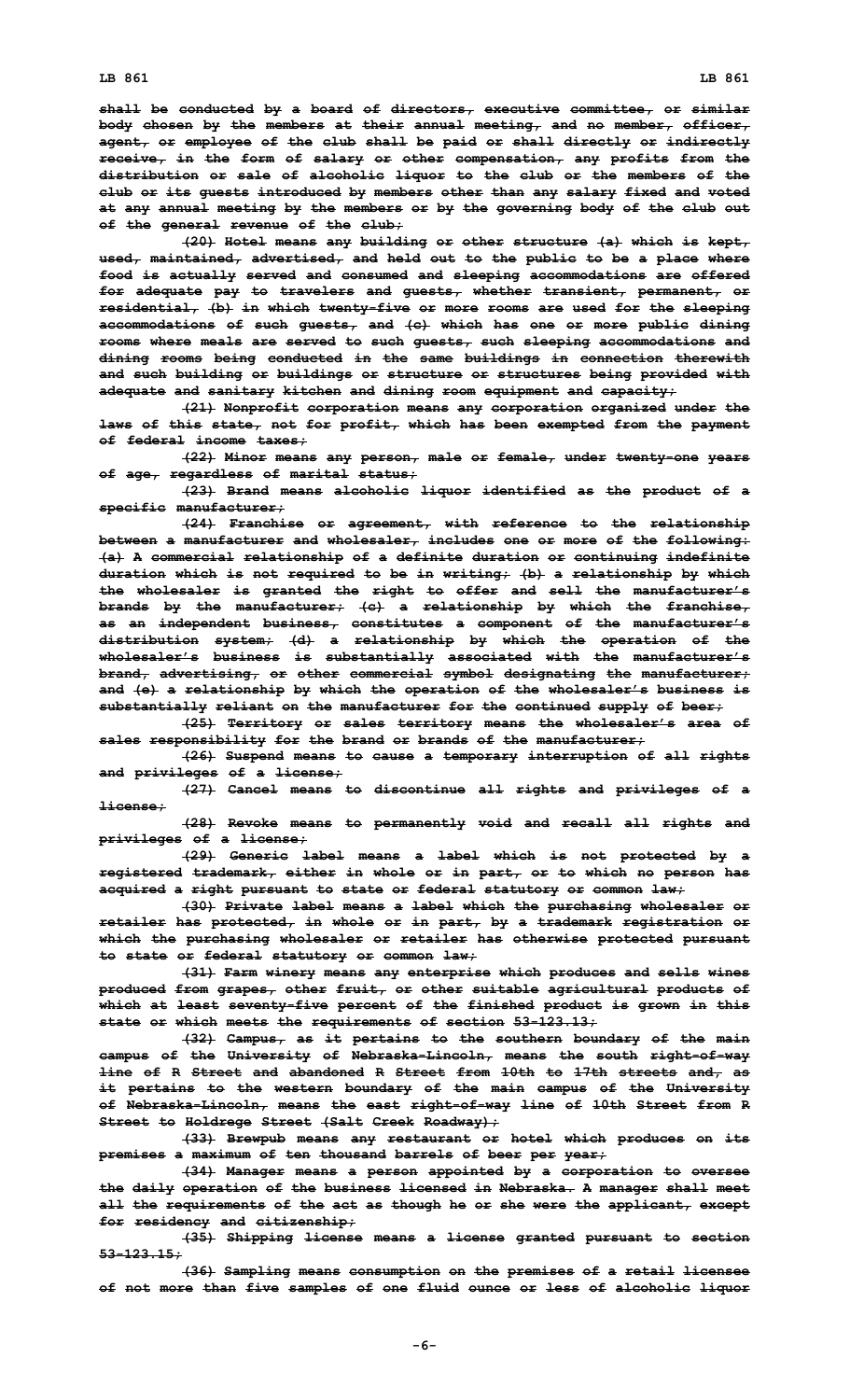shall be conducted by a board of directors, executive committee, or similar body chosen by the members at their annual meeting, and no member, officer, agent, or employee of the club shall be paid or shall directly or indirectly receive, in the form of salary or other compensation, any profits from the distribution or sale of alcoholic liquor to the club or the members of the club or its guests introduced by members other than any salary fixed and voted at any annual meeting by the members or by the governing body of the club out of the general revenue of the club;

(20) Hotel means any building or other structure (a) which is kept, used, maintained, advertised, and held out to the public to be a place where food is actually served and consumed and sleeping accommodations are offered for adequate pay to travelers and guests, whether transient, permanent, or residential, (b) in which twenty-five or more rooms are used for the sleeping accommodations of such guests, and (c) which has one or more public dining rooms where meals are served to such guests, such sleeping accommodations and dining rooms being conducted in the same buildings in connection therewith and such building or buildings or structure or structures being provided with adequate and sanitary kitchen and dining room equipment and capacity;

(21) Nonprofit corporation means any corporation organized under the laws of this state, not for profit, which has been exempted from the payment of federal income taxes;

(22) Minor means any person, male or female, under twenty-one years of age, regardless of marital status;

(23) Brand means alcoholic liquor identified as the product of a specific manufacturer;

(24) Franchise or agreement, with reference to the relationship between a manufacturer and wholesaler, includes one or more of the following: (a) A commercial relationship of a definite duration or continuing indefinite duration which is not required to be in writing; (b) a relationship by which the wholesaler is granted the right to offer and sell the manufacturer's brands by the manufacturer; (c) a relationship by which the franchise, as an independent business, constitutes a component of the manufacturer's distribution system; (d) a relationship by which the operation of the wholesaler's business is substantially associated with the manufacturer's brand, advertising, or other commercial symbol designating the manufacturer; and (e) a relationship by which the operation of the wholesaler's business is substantially reliant on the manufacturer for the continued supply of beer;

(25) Territory or sales territory means the wholesaler's area of sales responsibility for the brand or brands of the manufacturer;

(26) Suspend means to cause a temporary interruption of all rights and privileges of a license;

(27) Cancel means to discontinue all rights and privileges of a license;

(28) Revoke means to permanently void and recall all rights and privileges of a license;

(29) Generic label means a label which is not protected by a registered trademark, either in whole or in part, or to which no person has acquired a right pursuant to state or federal statutory or common law;

(30) Private label means a label which the purchasing wholesaler or retailer has protected, in whole or in part, by a trademark registration or which the purchasing wholesaler or retailer has otherwise protected pursuant to state or federal statutory or common law;

(31) Farm winery means any enterprise which produces and sells wines produced from grapes, other fruit, or other suitable agricultural products of which at least seventy-five percent of the finished product is grown in this state or which meets the requirements of section 53-123.13;

(32) Campus, as it pertains to the southern boundary of the main campus of the University of Nebraska-Lincoln, means the south right-of-way line of R Street and abandoned R Street from 10th to 17th streets and, as it pertains to the western boundary of the main campus of the University of Nebraska-Lincoln, means the east right-of-way line of 10th Street from R Street to Holdrege Street (Salt Creek Roadway);

(33) Brewpub means any restaurant or hotel which produces on its premises a maximum of ten thousand barrels of beer per year;

(34) Manager means a person appointed by a corporation to oversee the daily operation of the business licensed in Nebraska. A manager shall meet all the requirements of the act as though he or she were the applicant, except for residency and citizenship;

(35) Shipping license means a license granted pursuant to section 53-123.15;

(36) Sampling means consumption on the premises of a retail licensee of not more than five samples of one fluid ounce or less of alcoholic liquor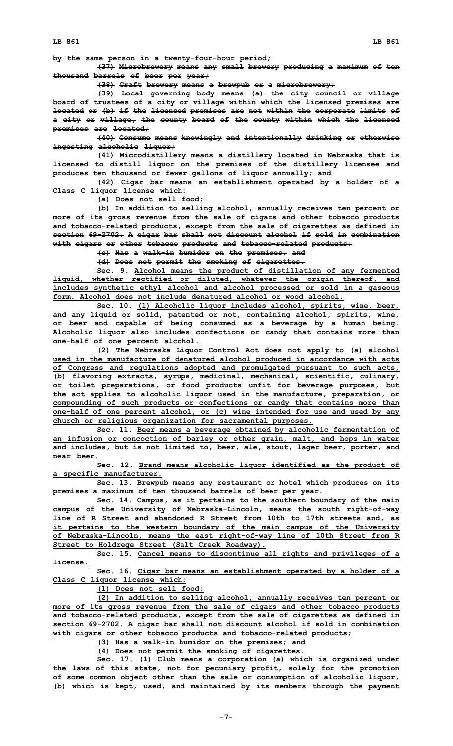by the same person in a twenty-four-hour period;

(37) Microbrewery means any small brewery producing a maximum of ten thousand barrels of beer per year;

(38) Craft brewery means a brewpub or a microbrewery;

(39) Local governing body means (a) the city council or village board of trustees of a city or village within which the licensed premises are located or (b) if the licensed premises are not within the corporate limits of a city or village, the county board of the county within which the licensed premises are located;

(40) Consume means knowingly and intentionally drinking or otherwise ingesting alcoholic liquor;

(41) Microdistillery means a distillery located in Nebraska that is licensed to distill liquor on the premises of the distillery licensee and produces ten thousand or fewer gallons of liquor annually; and

(42) Cigar bar means an establishment operated by a holder of a Class C liquor license which:

(a) Does not sell food;

(b) In addition to selling alcohol, annually receives ten percent or more of its gross revenue from the sale of cigars and other tobacco products and tobacco-related products, except from the sale of cigarettes as defined in section 69-2702. A cigar bar shall not discount alcohol if sold in combination with cigars or other tobacco products and tobacco-related products;

(c) Has a walk-in humidor on the premises; and

(d) Does not permit the smoking of cigarettes.

Sec. 9. Alcohol means the product of distillation of any fermented liquid, whether rectified or diluted, whatever the origin thereof, and includes synthetic ethyl alcohol and alcohol processed or sold in a gaseous form. Alcohol does not include denatured alcohol or wood alcohol.

Sec. 10. (1) Alcoholic liquor includes alcohol, spirits, wine, beer, and any liquid or solid, patented or not, containing alcohol, spirits, wine, or beer and capable of being consumed as a beverage by a human being. Alcoholic liquor also includes confections or candy that contains more than one-half of one percent alcohol.

(2) The Nebraska Liquor Control Act does not apply to (a) alcohol used in the manufacture of denatured alcohol produced in accordance with acts of Congress and regulations adopted and promulgated pursuant to such acts, (b) flavoring extracts, syrups, medicinal, mechanical, scientific, culinary, or toilet preparations, or food products unfit for beverage purposes, but the act applies to alcoholic liquor used in the manufacture, preparation, or compounding of such products or confections or candy that contains more than one-half of one percent alcohol, or (c) wine intended for use and used by any church or religious organization for sacramental purposes.

Sec. 11. Beer means a beverage obtained by alcoholic fermentation of an infusion or concoction of barley or other grain, malt, and hops in water and includes, but is not limited to, beer, ale, stout, lager beer, porter, and near beer.

Sec. 12. Brand means alcoholic liquor identified as the product of a specific manufacturer.

Sec. 13. Brewpub means any restaurant or hotel which produces on its premises a maximum of ten thousand barrels of beer per year.

Sec. 14. Campus, as it pertains to the southern boundary of the main campus of the University of Nebraska-Lincoln, means the south right-of-way line of R Street and abandoned R Street from 10th to 17th streets and, as it pertains to the western boundary of the main campus of the University of Nebraska-Lincoln, means the east right-of-way line of 10th Street from R Street to Holdrege Street (Salt Creek Roadway).

Sec. 15. Cancel means to discontinue all rights and privileges of a license.

Sec. 16. Cigar bar means an establishment operated by a holder of a Class C liquor license which:

(1) Does not sell food;

(2) In addition to selling alcohol, annually receives ten percent or more of its gross revenue from the sale of cigars and other tobacco products and tobacco-related products, except from the sale of cigarettes as defined in section 69-2702. A cigar bar shall not discount alcohol if sold in combination with cigars or other tobacco products and tobacco-related products;

(3) Has a walk-in humidor on the premises; and

(4) Does not permit the smoking of cigarettes.

Sec. 17. (1) Club means a corporation (a) which is organized under the laws of this state, not for pecuniary profit, solely for the promotion of some common object other than the sale or consumption of alcoholic liquor, (b) which is kept, used, and maintained by its members through the payment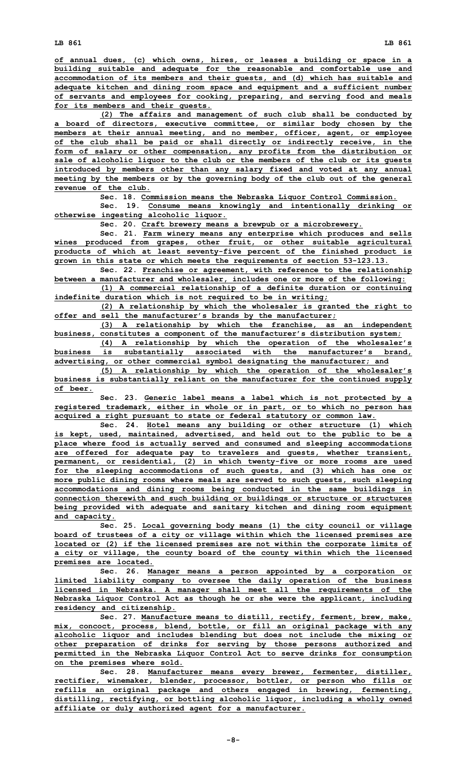of annual dues, (c) which owns, hires, or leases a building or space in a building suitable and adequate for the reasonable and comfortable use and accommodation of its members and their guests, and (d) which has suitable and adequate kitchen and dining room space and equipment and a sufficient number of servants and employees for cooking, preparing, and serving food and meals for its members and their guests.

(2) The affairs and management of such club shall be conducted by a board of directors, executive committee, or similar body chosen by the members at their annual meeting, and no member, officer, agent, or employee of the club shall be paid or shall directly or indirectly receive, in the form of salary or other compensation, any profits from the distribution or sale of alcoholic liquor to the club or the members of the club or its guests introduced by members other than any salary fixed and voted at any annual meeting by the members or by the governing body of the club out of the general revenue of the club.

Sec. 18. Commission means the Nebraska Liquor Control Commission.

Sec. 19. Consume means knowingly and intentionally drinking or otherwise ingesting alcoholic liquor.

Sec. 20. Craft brewery means a brewpub or a microbrewery.

Sec. 21. Farm winery means any enterprise which produces and sells wines produced from grapes, other fruit, or other suitable agricultural products of which at least seventy-five percent of the finished product is grown in this state or which meets the requirements of section 53-123.13.

Sec. 22. Franchise or agreement, with reference to the relationship between a manufacturer and wholesaler, includes one or more of the following:

(1) A commercial relationship of a definite duration or continuing indefinite duration which is not required to be in writing;

(2) A relationship by which the wholesaler is granted the right to offer and sell the manufacturer's brands by the manufacturer;

(3) A relationship by which the franchise, as an independent business, constitutes a component of the manufacturer's distribution system;

(4) A relationship by which the operation of the wholesaler's business is substantially associated with the manufacturer's brand, advertising, or other commercial symbol designating the manufacturer; and

(5) A relationship by which the operation of the wholesaler's business is substantially reliant on the manufacturer for the continued supply of beer.

Sec. 23. Generic label means a label which is not protected by a registered trademark, either in whole or in part, or to which no person has acquired a right pursuant to state or federal statutory or common law.

Sec. 24. Hotel means any building or other structure (1) which is kept, used, maintained, advertised, and held out to the public to be a place where food is actually served and consumed and sleeping accommodations are offered for adequate pay to travelers and guests, whether transient, permanent, or residential, (2) in which twenty-five or more rooms are used for the sleeping accommodations of such guests, and (3) which has one or more public dining rooms where meals are served to such guests, such sleeping accommodations and dining rooms being conducted in the same buildings in connection therewith and such building or buildings or structure or structures being provided with adequate and sanitary kitchen and dining room equipment and capacity.

Sec. 25. Local governing body means (1) the city council or village board of trustees of a city or village within which the licensed premises are located or (2) if the licensed premises are not within the corporate limits of a city or village, the county board of the county within which the licensed premises are located.

Sec. 26. Manager means a person appointed by a corporation or limited liability company to oversee the daily operation of the business licensed in Nebraska. A manager shall meet all the requirements of the Nebraska Liquor Control Act as though he or she were the applicant, including residency and citizenship.

Sec. 27. Manufacture means to distill, rectify, ferment, brew, make, mix, concoct, process, blend, bottle, or fill an original package with any alcoholic liquor and includes blending but does not include the mixing or other preparation of drinks for serving by those persons authorized and permitted in the Nebraska Liquor Control Act to serve drinks for consumption on the premises where sold.

Sec. 28. Manufacturer means every brewer, fermenter, distiller, rectifier, winemaker, blender, processor, bottler, or person who fills or refills an original package and others engaged in brewing, fermenting, distilling, rectifying, or bottling alcoholic liquor, including a wholly owned affiliate or duly authorized agent for a manufacturer.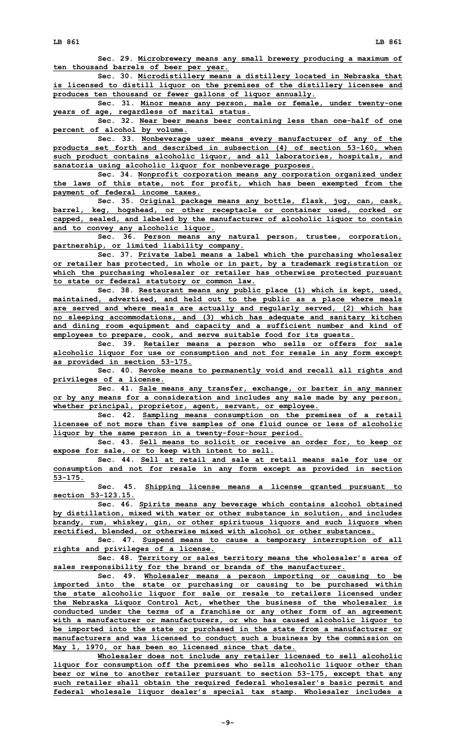Sec. 29. Microbrewery means any small brewery producing a maximum of ten thousand barrels of beer per year.

Sec. 30. Microdistillery means a distillery located in Nebraska that is licensed to distill liquor on the premises of the distillery licensee and produces ten thousand or fewer gallons of liquor annually.

Sec. 31. Minor means any person, male or female, under twenty-one years of age, regardless of marital status.

Sec. 32. Near beer means beer containing less than one-half of one percent of alcohol by volume.

Sec. 33. Nonbeverage user means every manufacturer of any of the products set forth and described in subsection (4) of section 53-160, when such product contains alcoholic liquor, and all laboratories, hospitals, and sanatoria using alcoholic liquor for nonbeverage purposes.

Sec. 34. Nonprofit corporation means any corporation organized under the laws of this state, not for profit, which has been exempted from the payment of federal income taxes.

Sec. 35. Original package means any bottle, flask, jug, can, cask, barrel, keg, hogshead, or other receptacle or container used, corked or capped, sealed, and labeled by the manufacturer of alcoholic liquor to contain and to convey any alcoholic liquor.

Sec. 36. Person means any natural person, trustee, corporation, partnership, or limited liability company.

Sec. 37. Private label means a label which the purchasing wholesaler or retailer has protected, in whole or in part, by a trademark registration or which the purchasing wholesaler or retailer has otherwise protected pursuant to state or federal statutory or common law.

Sec. 38. Restaurant means any public place (1) which is kept, used, maintained, advertised, and held out to the public as a place where meals are served and where meals are actually and regularly served, (2) which has no sleeping accommodations, and (3) which has adequate and sanitary kitchen and dining room equipment and capacity and a sufficient number and kind of employees to prepare, cook, and serve suitable food for its guests.

Sec. 39. Retailer means a person who sells or offers for sale alcoholic liquor for use or consumption and not for resale in any form except as provided in section 53-175.

Sec. 40. Revoke means to permanently void and recall all rights and privileges of a license.

Sec. 41. Sale means any transfer, exchange, or barter in any manner or by any means for a consideration and includes any sale made by any person, whether principal, proprietor, agent, servant, or employee.

Sec. 42. Sampling means consumption on the premises of a retail licensee of not more than five samples of one fluid ounce or less of alcoholic liquor by the same person in a twenty-four-hour period.

Sec. 43. Sell means to solicit or receive an order for, to keep or expose for sale, or to keep with intent to sell.

Sec. 44. Sell at retail and sale at retail means sale for use or consumption and not for resale in any form except as provided in section 53-175.

Sec. 45. Shipping license means a license granted pursuant to section 53-123.15.

Sec. 46. Spirits means any beverage which contains alcohol obtained by distillation, mixed with water or other substance in solution, and includes brandy, rum, whiskey, gin, or other spirituous liquors and such liquors when rectified, blended, or otherwise mixed with alcohol or other substances.

Sec. 47. Suspend means to cause a temporary interruption of all rights and privileges of a license.

Sec. 48. Territory or sales territory means the wholesaler's area of sales responsibility for the brand or brands of the manufacturer.

Sec. 49. Wholesaler means a person importing or causing to be imported into the state or purchasing or causing to be purchased within the state alcoholic liquor for sale or resale to retailers licensed under the Nebraska Liquor Control Act, whether the business of the wholesaler is conducted under the terms of a franchise or any other form of an agreement with a manufacturer or manufacturers, or who has caused alcoholic liquor to be imported into the state or purchased in the state from a manufacturer or manufacturers and was licensed to conduct such a business by the commission on May 1, 1970, or has been so licensed since that date.

Wholesaler does not include any retailer licensed to sell alcoholic liquor for consumption off the premises who sells alcoholic liquor other than beer or wine to another retailer pursuant to section 53-175, except that any such retailer shall obtain the required federal wholesaler's basic permit and federal wholesale liquor dealer's special tax stamp. Wholesaler includes a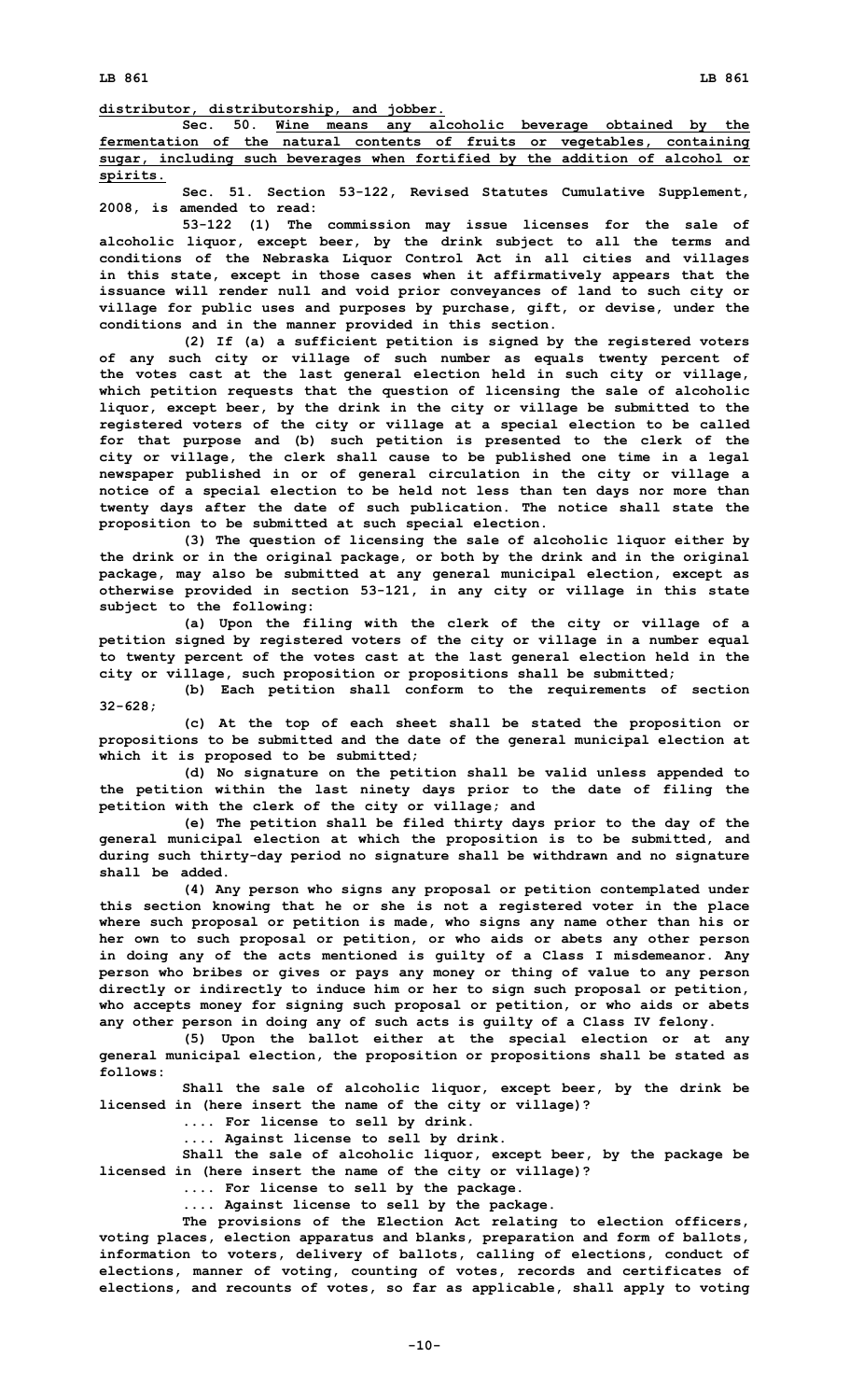distributor, distributorship, and jobber.

Sec. 50. Wine means any alcoholic beverage obtained by the fermentation of the natural contents of fruits or vegetables, containing sugar, including such beverages when fortified by the addition of alcohol or spirits.

Sec. 51. Section 53-122, Revised Statutes Cumulative Supplement, 2008, is amended to read:

53-122 (1) The commission may issue licenses for the sale of alcoholic liquor, except beer, by the drink subject to all the terms and conditions of the Nebraska Liquor Control Act in all cities and villages in this state, except in those cases when it affirmatively appears that the issuance will render null and void prior conveyances of land to such city or village for public uses and purposes by purchase, gift, or devise, under the conditions and in the manner provided in this section.

(2) If (a) a sufficient petition is signed by the registered voters of any such city or village of such number as equals twenty percent of the votes cast at the last general election held in such city or village, which petition requests that the question of licensing the sale of alcoholic liquor, except beer, by the drink in the city or village be submitted to the registered voters of the city or village at a special election to be called for that purpose and (b) such petition is presented to the clerk of the city or village, the clerk shall cause to be published one time in a legal newspaper published in or of general circulation in the city or village a notice of a special election to be held not less than ten days nor more than twenty days after the date of such publication. The notice shall state the proposition to be submitted at such special election.

(3) The question of licensing the sale of alcoholic liquor either by the drink or in the original package, or both by the drink and in the original package, may also be submitted at any general municipal election, except as otherwise provided in section 53-121, in any city or village in this state subject to the following:

(a) Upon the filing with the clerk of the city or village of a petition signed by registered voters of the city or village in a number equal to twenty percent of the votes cast at the last general election held in the city or village, such proposition or propositions shall be submitted;

(b) Each petition shall conform to the requirements of section 32-628;

(c) At the top of each sheet shall be stated the proposition or propositions to be submitted and the date of the general municipal election at which it is proposed to be submitted;

(d) No signature on the petition shall be valid unless appended to the petition within the last ninety days prior to the date of filing the petition with the clerk of the city or village; and

(e) The petition shall be filed thirty days prior to the day of the general municipal election at which the proposition is to be submitted, and during such thirty-day period no signature shall be withdrawn and no signature shall be added.

(4) Any person who signs any proposal or petition contemplated under this section knowing that he or she is not a registered voter in the place where such proposal or petition is made, who signs any name other than his or her own to such proposal or petition, or who aids or abets any other person in doing any of the acts mentioned is guilty of a Class I misdemeanor. Any person who bribes or gives or pays any money or thing of value to any person directly or indirectly to induce him or her to sign such proposal or petition, who accepts money for signing such proposal or petition, or who aids or abets any other person in doing any of such acts is guilty of a Class IV felony.

(5) Upon the ballot either at the special election or at any general municipal election, the proposition or propositions shall be stated as follows:

Shall the sale of alcoholic liquor, except beer, by the drink be licensed in (here insert the name of the city or village)?

.... For license to sell by drink.

.... Against license to sell by drink.

Shall the sale of alcoholic liquor, except beer, by the package be licensed in (here insert the name of the city or village)?

.... For license to sell by the package.

.... Against license to sell by the package.

The provisions of the Election Act relating to election officers, voting places, election apparatus and blanks, preparation and form of ballots, information to voters, delivery of ballots, calling of elections, conduct of elections, manner of voting, counting of votes, records and certificates of elections, and recounts of votes, so far as applicable, shall apply to voting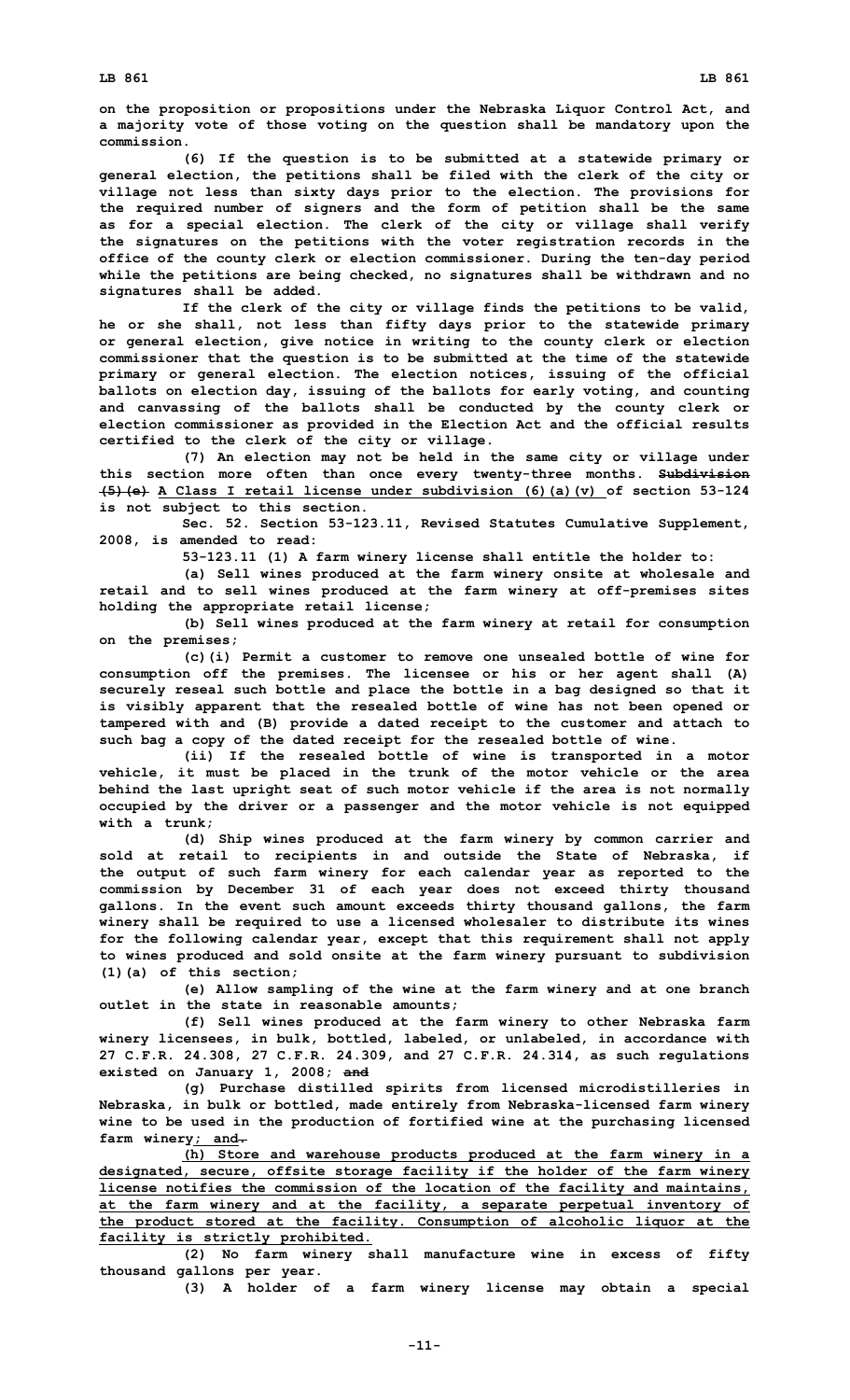on the proposition or propositions under the Nebraska Liquor Control Act, and a majority vote of those voting on the question shall be mandatory upon the commission.

(6) If the question is to be submitted at a statewide primary or general election, the petitions shall be filed with the clerk of the city or village not less than sixty days prior to the election. The provisions for the required number of signers and the form of petition shall be the same as for a special election. The clerk of the city or village shall verify the signatures on the petitions with the voter registration records in the office of the county clerk or election commissioner. During the ten-day period while the petitions are being checked, no signatures shall be withdrawn and no signatures shall be added.

If the clerk of the city or village finds the petitions to be valid, he or she shall, not less than fifty days prior to the statewide primary or general election, give notice in writing to the county clerk or election commissioner that the question is to be submitted at the time of the statewide primary or general election. The election notices, issuing of the official ballots on election day, issuing of the ballots for early voting, and counting and canvassing of the ballots shall be conducted by the county clerk or election commissioner as provided in the Election Act and the official results certified to the clerk of the city or village.

(7) An election may not be held in the same city or village under this section more often than once every twenty-three months. ~~Subdivision (5)(e)~~ A Class I retail license under subdivision (6)(a)(v) of section 53-124 is not subject to this section.

Sec. 52. Section 53-123.11, Revised Statutes Cumulative Supplement, 2008, is amended to read:

53-123.11 (1) A farm winery license shall entitle the holder to:

(a) Sell wines produced at the farm winery onsite at wholesale and retail and to sell wines produced at the farm winery at off-premises sites holding the appropriate retail license;

(b) Sell wines produced at the farm winery at retail for consumption on the premises;

(c)(i) Permit a customer to remove one unsealed bottle of wine for consumption off the premises. The licensee or his or her agent shall (A) securely reseal such bottle and place the bottle in a bag designed so that it is visibly apparent that the resealed bottle of wine has not been opened or tampered with and (B) provide a dated receipt to the customer and attach to such bag a copy of the dated receipt for the resealed bottle of wine.

(ii) If the resealed bottle of wine is transported in a motor vehicle, it must be placed in the trunk of the motor vehicle or the area behind the last upright seat of such motor vehicle if the area is not normally occupied by the driver or a passenger and the motor vehicle is not equipped with a trunk;

(d) Ship wines produced at the farm winery by common carrier and sold at retail to recipients in and outside the State of Nebraska, if the output of such farm winery for each calendar year as reported to the commission by December 31 of each year does not exceed thirty thousand gallons. In the event such amount exceeds thirty thousand gallons, the farm winery shall be required to use a licensed wholesaler to distribute its wines for the following calendar year, except that this requirement shall not apply to wines produced and sold onsite at the farm winery pursuant to subdivision (1)(a) of this section;

(e) Allow sampling of the wine at the farm winery and at one branch outlet in the state in reasonable amounts;

(f) Sell wines produced at the farm winery to other Nebraska farm winery licensees, in bulk, bottled, labeled, or unlabeled, in accordance with 27 C.F.R. 24.308, 27 C.F.R. 24.309, and 27 C.F.R. 24.314, as such regulations existed on January 1, 2008; ~~and~~

(g) Purchase distilled spirits from licensed microdistilleries in Nebraska, in bulk or bottled, made entirely from Nebraska-licensed farm winery wine to be used in the production of fortified wine at the purchasing licensed farm winery; and~~.~~

(h) Store and warehouse products produced at the farm winery in a designated, secure, offsite storage facility if the holder of the farm winery license notifies the commission of the location of the facility and maintains, at the farm winery and at the facility, a separate perpetual inventory of the product stored at the facility. Consumption of alcoholic liquor at the facility is strictly prohibited.

(2) No farm winery shall manufacture wine in excess of fifty thousand gallons per year.

(3) A holder of a farm winery license may obtain a special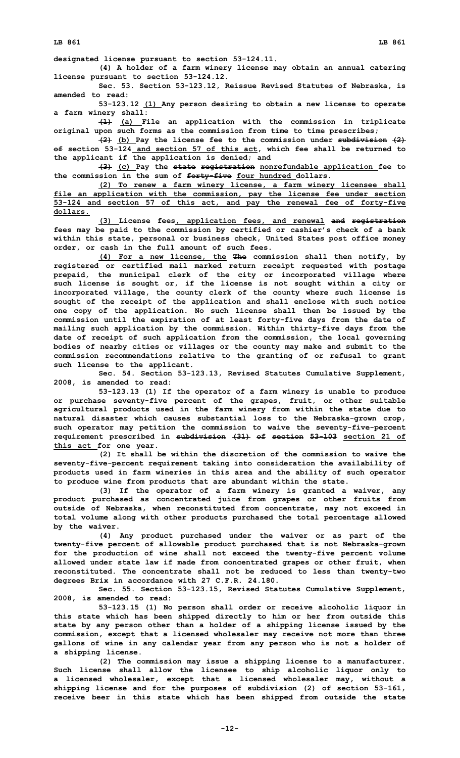**designated license pursuant to section 53-124.11.**

**(4) A holder of a farm winery license may obtain an annual catering license pursuant to section 53-124.12.**

**Sec. 53. Section 53-123.12, Reissue Revised Statutes of Nebraska, is amended to read:**

**53-123.12 (1) Any person desiring to obtain a new license to operate a farm winery shall:**

**~~(1)~~ (a) File an application with the commission in triplicate original upon such forms as the commission from time to time prescribes;**

**~~(2)~~ (b) Pay the license fee to the commission under ~~subdivision (2) of~~ section 53-124 and section 57 of this act, which fee shall be returned to the applicant if the application is denied; and**

**~~(3)~~ (c) Pay the ~~state registration~~ nonrefundable application fee to the commission in the sum of ~~forty-five~~ four hundred dollars.**

**(2) To renew a farm winery license, a farm winery licensee shall file an application with the commission, pay the license fee under section 53-124 and section 57 of this act, and pay the renewal fee of forty-five dollars.**

**(3) License fees, application fees, and renewal ~~and registration~~ fees may be paid to the commission by certified or cashier's check of a bank within this state, personal or business check, United States post office money order, or cash in the full amount of such fees.**

**(4) For a new license, the ~~The~~ commission shall then notify, by registered or certified mail marked return receipt requested with postage prepaid, the municipal clerk of the city or incorporated village where such license is sought or, if the license is not sought within a city or incorporated village, the county clerk of the county where such license is sought of the receipt of the application and shall enclose with such notice one copy of the application. No such license shall then be issued by the commission until the expiration of at least forty-five days from the date of mailing such application by the commission. Within thirty-five days from the date of receipt of such application from the commission, the local governing bodies of nearby cities or villages or the county may make and submit to the commission recommendations relative to the granting of or refusal to grant such license to the applicant.**

**Sec. 54. Section 53-123.13, Revised Statutes Cumulative Supplement, 2008, is amended to read:**

**53-123.13 (1) If the operator of a farm winery is unable to produce or purchase seventy-five percent of the grapes, fruit, or other suitable agricultural products used in the farm winery from within the state due to natural disaster which causes substantial loss to the Nebraska-grown crop, such operator may petition the commission to waive the seventy-five-percent requirement prescribed in ~~subdivision (31) of section 53-103~~ section 21 of this act for one year.**

**(2) It shall be within the discretion of the commission to waive the seventy-five-percent requirement taking into consideration the availability of products used in farm wineries in this area and the ability of such operator to produce wine from products that are abundant within the state.**

**(3) If the operator of a farm winery is granted a waiver, any product purchased as concentrated juice from grapes or other fruits from outside of Nebraska, when reconstituted from concentrate, may not exceed in total volume along with other products purchased the total percentage allowed by the waiver.**

**(4) Any product purchased under the waiver or as part of the twenty-five percent of allowable product purchased that is not Nebraska-grown for the production of wine shall not exceed the twenty-five percent volume allowed under state law if made from concentrated grapes or other fruit, when reconstituted. The concentrate shall not be reduced to less than twenty-two degrees Brix in accordance with 27 C.F.R. 24.180.**

**Sec. 55. Section 53-123.15, Revised Statutes Cumulative Supplement, 2008, is amended to read:**

**53-123.15 (1) No person shall order or receive alcoholic liquor in this state which has been shipped directly to him or her from outside this state by any person other than a holder of a shipping license issued by the commission, except that a licensed wholesaler may receive not more than three gallons of wine in any calendar year from any person who is not a holder of a shipping license.**

**(2) The commission may issue a shipping license to a manufacturer. Such license shall allow the licensee to ship alcoholic liquor only to a licensed wholesaler, except that a licensed wholesaler may, without a shipping license and for the purposes of subdivision (2) of section 53-161, receive beer in this state which has been shipped from outside the state**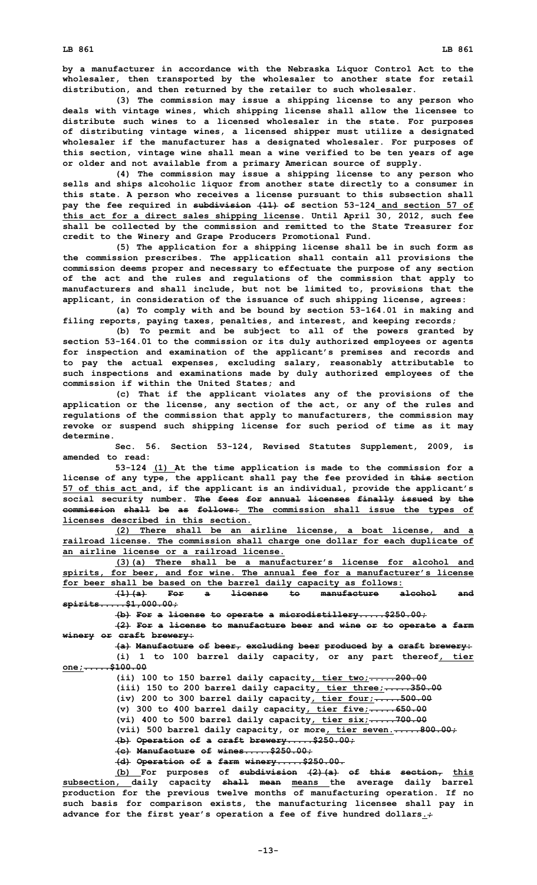by a manufacturer in accordance with the Nebraska Liquor Control Act to the wholesaler, then transported by the wholesaler to another state for retail distribution, and then returned by the retailer to such wholesaler.

(3) The commission may issue a shipping license to any person who deals with vintage wines, which shipping license shall allow the licensee to distribute such wines to a licensed wholesaler in the state. For purposes of distributing vintage wines, a licensed shipper must utilize a designated wholesaler if the manufacturer has a designated wholesaler. For purposes of this section, vintage wine shall mean a wine verified to be ten years of age or older and not available from a primary American source of supply.

(4) The commission may issue a shipping license to any person who sells and ships alcoholic liquor from another state directly to a consumer in this state. A person who receives a license pursuant to this subsection shall pay the fee required in ~~subdivision (11) of~~ section 53-124 and section 57 of this act for a direct sales shipping license. Until April 30, 2012, such fee shall be collected by the commission and remitted to the State Treasurer for credit to the Winery and Grape Producers Promotional Fund.

(5) The application for a shipping license shall be in such form as the commission prescribes. The application shall contain all provisions the commission deems proper and necessary to effectuate the purpose of any section of the act and the rules and regulations of the commission that apply to manufacturers and shall include, but not be limited to, provisions that the applicant, in consideration of the issuance of such shipping license, agrees:

(a) To comply with and be bound by section 53-164.01 in making and filing reports, paying taxes, penalties, and interest, and keeping records;

(b) To permit and be subject to all of the powers granted by section 53-164.01 to the commission or its duly authorized employees or agents for inspection and examination of the applicant's premises and records and to pay the actual expenses, excluding salary, reasonably attributable to such inspections and examinations made by duly authorized employees of the commission if within the United States; and

(c) That if the applicant violates any of the provisions of the application or the license, any section of the act, or any of the rules and regulations of the commission that apply to manufacturers, the commission may revoke or suspend such shipping license for such period of time as it may determine.

Sec. 56. Section 53-124, Revised Statutes Supplement, 2009, is amended to read:

53-124 (1) At the time application is made to the commission for a license of any type, the applicant shall pay the fee provided in ~~this~~ section 57 of this act and, if the applicant is an individual, provide the applicant's social security number. ~~The fees for annual licenses finally issued by the commission shall be as follows:~~ The commission shall issue the types of licenses described in this section.

(2) There shall be an airline license, a boat license, and a railroad license. The commission shall charge one dollar for each duplicate of an airline license or a railroad license.

(3)(a) There shall be a manufacturer's license for alcohol and spirits, for beer, and for wine. The annual fee for a manufacturer's license for beer shall be based on the barrel daily capacity as follows:

~~(1)(a) For a license to manufacture alcohol and spirits.....$1,000.00;~~

~~(b) For a license to operate a microdistillery.....$250.00;~~

~~(2) For a license to manufacture beer and wine or to operate a farm winery or craft brewery:~~

~~(a) Manufacture of beer, excluding beer produced by a craft brewery:~~

(i) 1 to 100 barrel daily capacity, or any part thereof, tier one;~~.....$100.00~~

(ii) 100 to 150 barrel daily capacity, tier two;~~.....200.00~~

(iii) 150 to 200 barrel daily capacity, tier three;~~.....350.00~~

(iv) 200 to 300 barrel daily capacity, tier four;~~.....500.00~~

(v) 300 to 400 barrel daily capacity, tier five;~~.....650.00~~

(vi) 400 to 500 barrel daily capacity, tier six;~~.....700.00~~

(vii) 500 barrel daily capacity, or more, tier seven.~~.....800.00;~~

~~(b) Operation of a craft brewery.....$250.00;~~

~~(c) Manufacture of wines.....$250.00;~~

~~(d) Operation of a farm winery.....$250.00.~~

(b) For purposes of ~~subdivision (2)(a) of this section,~~ this subsection, daily capacity ~~shall mean~~ means the average daily barrel production for the previous twelve months of manufacturing operation. If no such basis for comparison exists, the manufacturing licensee shall pay in advance for the first year's operation a fee of five hundred dollars.~~;~~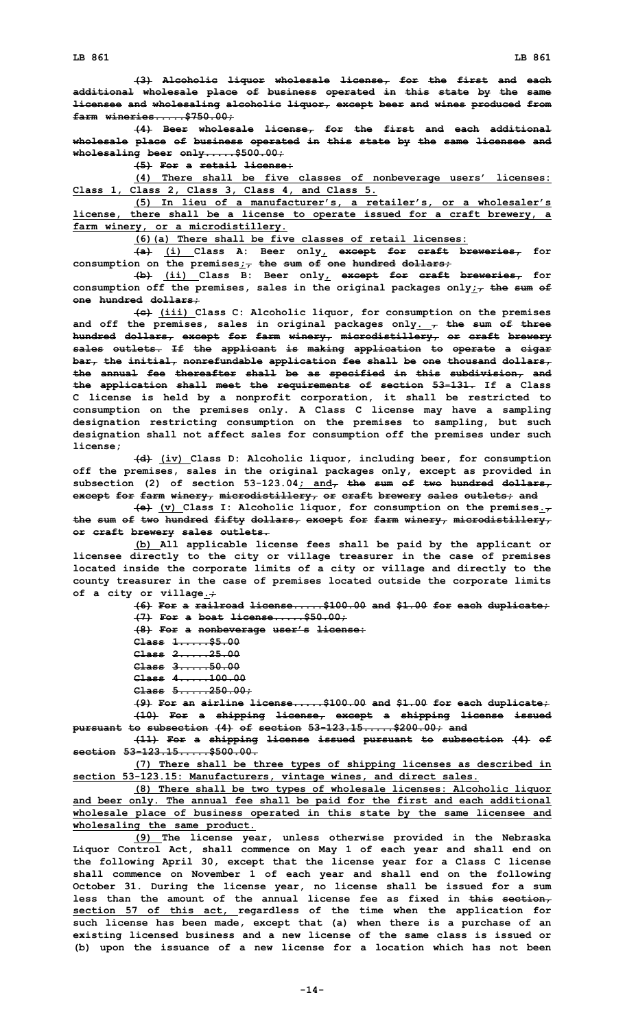(3) Alcoholic liquor wholesale license, for the first and each additional wholesale place of business operated in this state by the same licensee and wholesaling alcoholic liquor, except beer and wines produced from farm wineries.....$750.00;

(4) Beer wholesale license, for the first and each additional wholesale place of business operated in this state by the same licensee and wholesaling beer only.....$500.00;

(5) For a retail license:

(4) There shall be five classes of nonbeverage users' licenses: Class 1, Class 2, Class 3, Class 4, and Class 5.

(5) In lieu of a manufacturer's, a retailer's, or a wholesaler's license, there shall be a license to operate issued for a craft brewery, a farm winery, or a microdistillery.

(6)(a) There shall be five classes of retail licenses:

(a) (i) Class A: Beer only, except for craft breweries, for consumption on the premises;, the sum of one hundred dollars;

(b) (ii) Class B: Beer only, except for craft breweries, for consumption off the premises, sales in the original packages only;, the sum of one hundred dollars;

(c) (iii) Class C: Alcoholic liquor, for consumption on the premises and off the premises, sales in original packages only. , the sum of three hundred dollars, except for farm winery, microdistillery, or craft brewery sales outlets. If the applicant is making application to operate a cigar bar, the initial, nonrefundable application fee shall be one thousand dollars, the annual fee thereafter shall be as specified in this subdivision, and the application shall meet the requirements of section 53-131. If a Class C license is held by a nonprofit corporation, it shall be restricted to consumption on the premises only. A Class C license may have a sampling designation restricting consumption on the premises to sampling, but such designation shall not affect sales for consumption off the premises under such license;

(d) (iv) Class D: Alcoholic liquor, including beer, for consumption off the premises, sales in the original packages only, except as provided in subsection (2) of section 53-123.04; and, the sum of two hundred dollars, except for farm winery, microdistillery, or craft brewery sales outlets; and

(e) (v) Class I: Alcoholic liquor, for consumption on the premises., the sum of two hundred fifty dollars, except for farm winery, microdistillery, or craft brewery sales outlets.

(b) All applicable license fees shall be paid by the applicant or licensee directly to the city or village treasurer in the case of premises located inside the corporate limits of a city or village and directly to the county treasurer in the case of premises located outside the corporate limits of a city or village.;

(6) For a railroad license.....$100.00 and $1.00 for each duplicate;

(7) For a boat license.....$50.00;

(8) For a nonbeverage user's license:

Class 1.....$5.00

Class 2.....25.00

Class 3.....50.00

Class 4.....100.00

Class 5.....250.00;

(9) For an airline license.....$100.00 and $1.00 for each duplicate;

(10) For a shipping license, except a shipping license issued pursuant to subsection (4) of section 53-123.15.....$200.00; and

(11) For a shipping license issued pursuant to subsection (4) of section 53-123.15.....$500.00.

(7) There shall be three types of shipping licenses as described in section 53-123.15: Manufacturers, vintage wines, and direct sales.

(8) There shall be two types of wholesale licenses: Alcoholic liquor and beer only. The annual fee shall be paid for the first and each additional wholesale place of business operated in this state by the same licensee and wholesaling the same product.

(9) The license year, unless otherwise provided in the Nebraska Liquor Control Act, shall commence on May 1 of each year and shall end on the following April 30, except that the license year for a Class C license shall commence on November 1 of each year and shall end on the following October 31. During the license year, no license shall be issued for a sum less than the amount of the annual license fee as fixed in this section, section 57 of this act, regardless of the time when the application for such license has been made, except that (a) when there is a purchase of an existing licensed business and a new license of the same class is issued or (b) upon the issuance of a new license for a location which has not been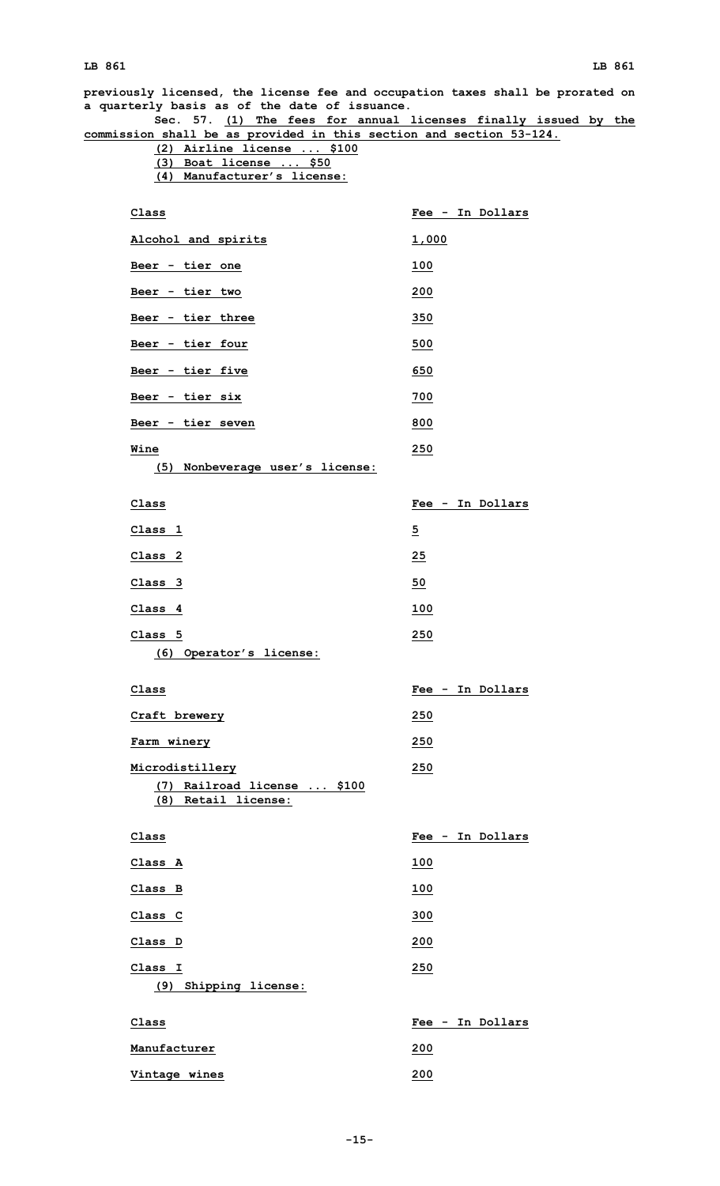previously licensed, the license fee and occupation taxes shall be prorated on a quarterly basis as of the date of issuance.

Sec. 57. (1) The fees for annual licenses finally issued by the commission shall be as provided in this section and section 53-124.

(2) Airline license ... $100

(3) Boat license ... $50

(4) Manufacturer's license:

| Class | Fee - In Dollars |
|---|---|
| Alcohol and spirits | 1,000 |
| Beer - tier one | 100 |
| Beer - tier two | 200 |
| Beer - tier three | 350 |
| Beer - tier four | 500 |
| Beer - tier five | 650 |
| Beer - tier six | 700 |
| Beer - tier seven | 800 |
| Wine | 250 |

(5) Nonbeverage user's license:

| Class | Fee - In Dollars |
|---|---|
| Class 1 | 5 |
| Class 2 | 25 |
| Class 3 | 50 |
| Class 4 | 100 |
| Class 5 | 250 |

(6) Operator's license:

| Class | Fee - In Dollars |
|---|---|
| Craft brewery | 250 |
| Farm winery | 250 |
| Microdistillery | 250 |

(7) Railroad license ... $100

(8) Retail license:

| Class | Fee - In Dollars |
|---|---|
| Class A | 100 |
| Class B | 100 |
| Class C | 300 |
| Class D | 200 |
| Class I | 250 |

(9) Shipping license:

| Class | Fee - In Dollars |
|---|---|
| Manufacturer | 200 |
| Vintage wines | 200 |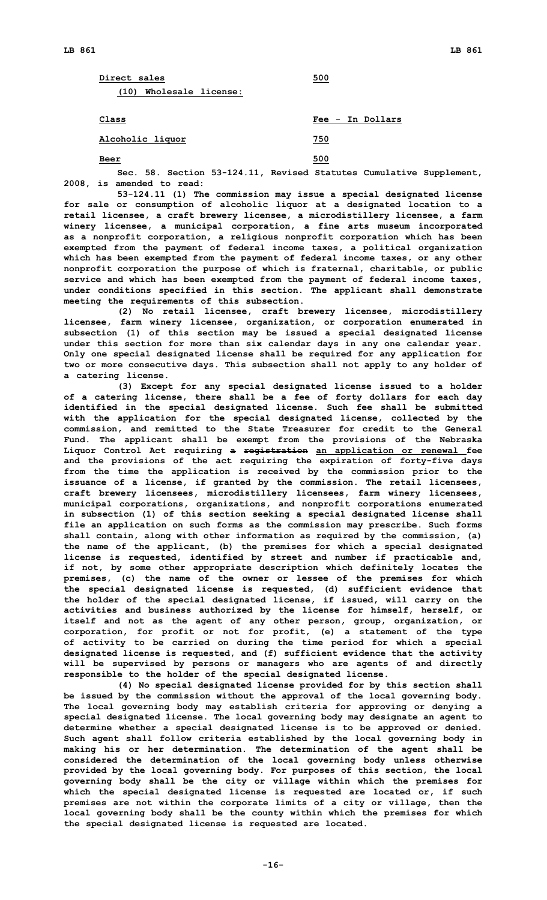| Direct sales | 500 |
|---|---|

(10) Wholesale license:

| Class | Fee - In Dollars |
|---|---|
| Alcoholic liquor | 750 |
| Beer | 500 |

Sec. 58. Section 53-124.11, Revised Statutes Cumulative Supplement, 2008, is amended to read:

53-124.11 (1) The commission may issue a special designated license for sale or consumption of alcoholic liquor at a designated location to a retail licensee, a craft brewery licensee, a microdistillery licensee, a farm winery licensee, a municipal corporation, a fine arts museum incorporated as a nonprofit corporation, a religious nonprofit corporation which has been exempted from the payment of federal income taxes, a political organization which has been exempted from the payment of federal income taxes, or any other nonprofit corporation the purpose of which is fraternal, charitable, or public service and which has been exempted from the payment of federal income taxes, under conditions specified in this section. The applicant shall demonstrate meeting the requirements of this subsection.

(2) No retail licensee, craft brewery licensee, microdistillery licensee, farm winery licensee, organization, or corporation enumerated in subsection (1) of this section may be issued a special designated license under this section for more than six calendar days in any one calendar year. Only one special designated license shall be required for any application for two or more consecutive days. This subsection shall not apply to any holder of a catering license.

(3) Except for any special designated license issued to a holder of a catering license, there shall be a fee of forty dollars for each day identified in the special designated license. Such fee shall be submitted with the application for the special designated license, collected by the commission, and remitted to the State Treasurer for credit to the General Fund. The applicant shall be exempt from the provisions of the Nebraska Liquor Control Act requiring ~~a registration~~ an application or renewal fee and the provisions of the act requiring the expiration of forty-five days from the time the application is received by the commission prior to the issuance of a license, if granted by the commission. The retail licensees, craft brewery licensees, microdistillery licensees, farm winery licensees, municipal corporations, organizations, and nonprofit corporations enumerated in subsection (1) of this section seeking a special designated license shall file an application on such forms as the commission may prescribe. Such forms shall contain, along with other information as required by the commission, (a) the name of the applicant, (b) the premises for which a special designated license is requested, identified by street and number if practicable and, if not, by some other appropriate description which definitely locates the premises, (c) the name of the owner or lessee of the premises for which the special designated license is requested, (d) sufficient evidence that the holder of the special designated license, if issued, will carry on the activities and business authorized by the license for himself, herself, or itself and not as the agent of any other person, group, organization, or corporation, for profit or not for profit, (e) a statement of the type of activity to be carried on during the time period for which a special designated license is requested, and (f) sufficient evidence that the activity will be supervised by persons or managers who are agents of and directly responsible to the holder of the special designated license.

(4) No special designated license provided for by this section shall be issued by the commission without the approval of the local governing body. The local governing body may establish criteria for approving or denying a special designated license. The local governing body may designate an agent to determine whether a special designated license is to be approved or denied. Such agent shall follow criteria established by the local governing body in making his or her determination. The determination of the agent shall be considered the determination of the local governing body unless otherwise provided by the local governing body. For purposes of this section, the local governing body shall be the city or village within which the premises for which the special designated license is requested are located or, if such premises are not within the corporate limits of a city or village, then the local governing body shall be the county within which the premises for which the special designated license is requested are located.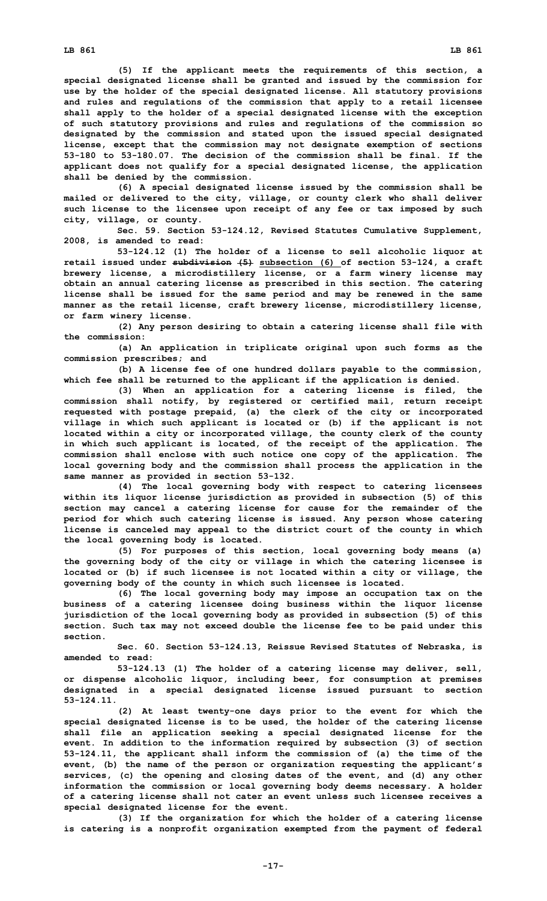**(5) If the applicant meets the requirements of this section, a special designated license shall be granted and issued by the commission for use by the holder of the special designated license. All statutory provisions and rules and regulations of the commission that apply to a retail licensee shall apply to the holder of a special designated license with the exception of such statutory provisions and rules and regulations of the commission so designated by the commission and stated upon the issued special designated license, except that the commission may not designate exemption of sections 53-180 to 53-180.07. The decision of the commission shall be final. If the applicant does not qualify for a special designated license, the application shall be denied by the commission.**

**(6) A special designated license issued by the commission shall be mailed or delivered to the city, village, or county clerk who shall deliver such license to the licensee upon receipt of any fee or tax imposed by such city, village, or county.**

**Sec. 59. Section 53-124.12, Revised Statutes Cumulative Supplement, 2008, is amended to read:**

**53-124.12 (1) The holder of a license to sell alcoholic liquor at retail issued under ~~subdivision (5)~~ subsection (6) of section 53-124, a craft brewery license, a microdistillery license, or a farm winery license may obtain an annual catering license as prescribed in this section. The catering license shall be issued for the same period and may be renewed in the same manner as the retail license, craft brewery license, microdistillery license, or farm winery license.**

**(2) Any person desiring to obtain a catering license shall file with the commission:**

**(a) An application in triplicate original upon such forms as the commission prescribes; and**

**(b) A license fee of one hundred dollars payable to the commission, which fee shall be returned to the applicant if the application is denied.**

**(3) When an application for a catering license is filed, the commission shall notify, by registered or certified mail, return receipt requested with postage prepaid, (a) the clerk of the city or incorporated village in which such applicant is located or (b) if the applicant is not located within a city or incorporated village, the county clerk of the county in which such applicant is located, of the receipt of the application. The commission shall enclose with such notice one copy of the application. The local governing body and the commission shall process the application in the same manner as provided in section 53-132.**

**(4) The local governing body with respect to catering licensees within its liquor license jurisdiction as provided in subsection (5) of this section may cancel a catering license for cause for the remainder of the period for which such catering license is issued. Any person whose catering license is canceled may appeal to the district court of the county in which the local governing body is located.**

**(5) For purposes of this section, local governing body means (a) the governing body of the city or village in which the catering licensee is located or (b) if such licensee is not located within a city or village, the governing body of the county in which such licensee is located.**

**(6) The local governing body may impose an occupation tax on the business of a catering licensee doing business within the liquor license jurisdiction of the local governing body as provided in subsection (5) of this section. Such tax may not exceed double the license fee to be paid under this section.**

**Sec. 60. Section 53-124.13, Reissue Revised Statutes of Nebraska, is amended to read:**

**53-124.13 (1) The holder of a catering license may deliver, sell, or dispense alcoholic liquor, including beer, for consumption at premises designated in a special designated license issued pursuant to section 53-124.11.**

**(2) At least twenty-one days prior to the event for which the special designated license is to be used, the holder of the catering license shall file an application seeking a special designated license for the event. In addition to the information required by subsection (3) of section 53-124.11, the applicant shall inform the commission of (a) the time of the event, (b) the name of the person or organization requesting the applicant's services, (c) the opening and closing dates of the event, and (d) any other information the commission or local governing body deems necessary. A holder of a catering license shall not cater an event unless such licensee receives a special designated license for the event.**

**(3) If the organization for which the holder of a catering license is catering is a nonprofit organization exempted from the payment of federal**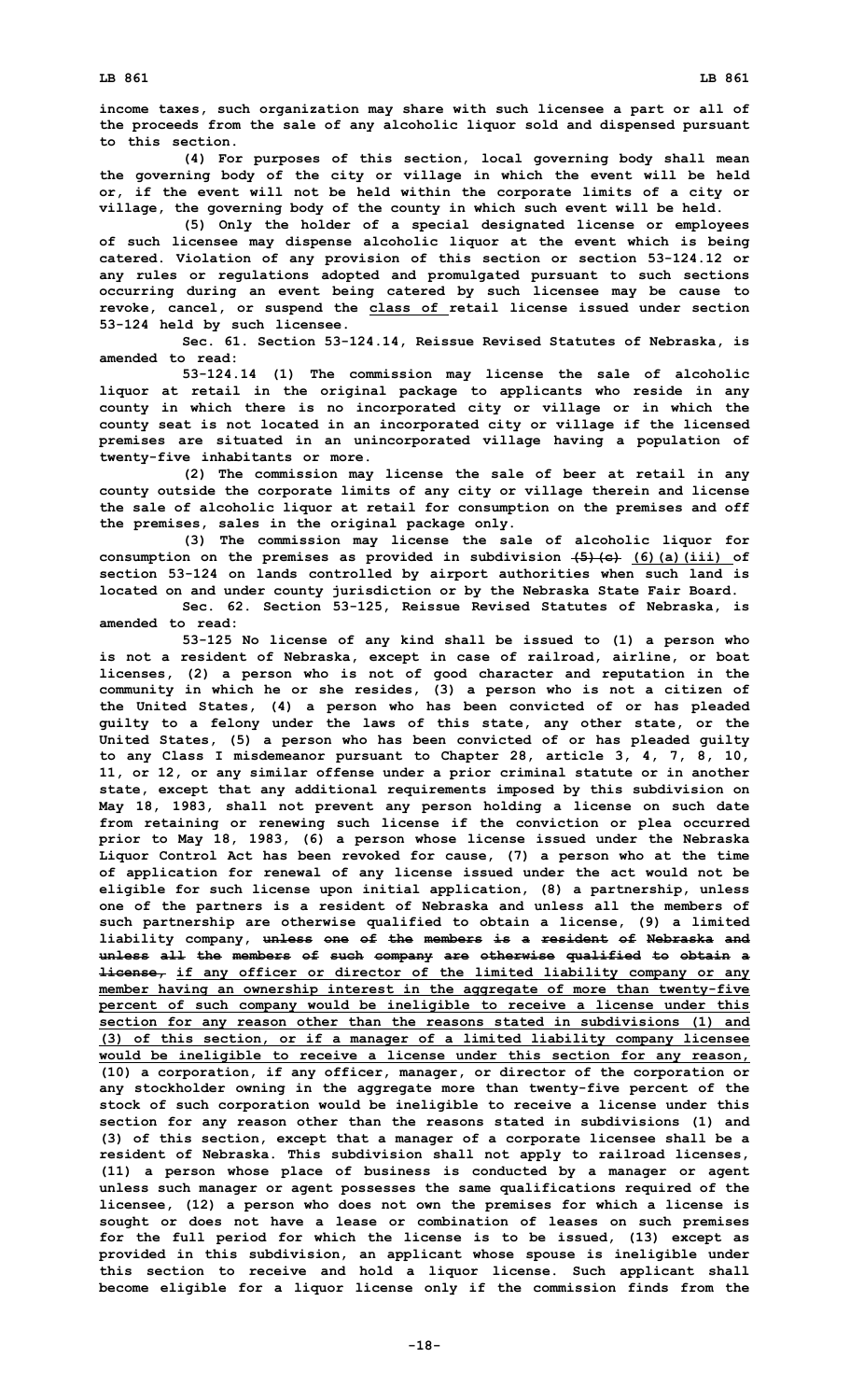**income taxes, such organization may share with such licensee a part or all of the proceeds from the sale of any alcoholic liquor sold and dispensed pursuant to this section.**

**(4) For purposes of this section, local governing body shall mean the governing body of the city or village in which the event will be held or, if the event will not be held within the corporate limits of a city or village, the governing body of the county in which such event will be held.**

**(5) Only the holder of a special designated license or employees of such licensee may dispense alcoholic liquor at the event which is being catered. Violation of any provision of this section or section 53-124.12 or any rules or regulations adopted and promulgated pursuant to such sections occurring during an event being catered by such licensee may be cause to revoke, cancel, or suspend the class of retail license issued under section 53-124 held by such licensee.**

**Sec. 61. Section 53-124.14, Reissue Revised Statutes of Nebraska, is amended to read:**

**53-124.14 (1) The commission may license the sale of alcoholic liquor at retail in the original package to applicants who reside in any county in which there is no incorporated city or village or in which the county seat is not located in an incorporated city or village if the licensed premises are situated in an unincorporated village having a population of twenty-five inhabitants or more.**

**(2) The commission may license the sale of beer at retail in any county outside the corporate limits of any city or village therein and license the sale of alcoholic liquor at retail for consumption on the premises and off the premises, sales in the original package only.**

**(3) The commission may license the sale of alcoholic liquor for consumption on the premises as provided in subdivision ~~(5)(c)~~ (6)(a)(iii) of section 53-124 on lands controlled by airport authorities when such land is located on and under county jurisdiction or by the Nebraska State Fair Board.**

**Sec. 62. Section 53-125, Reissue Revised Statutes of Nebraska, is amended to read:**

**53-125 No license of any kind shall be issued to (1) a person who is not a resident of Nebraska, except in case of railroad, airline, or boat licenses, (2) a person who is not of good character and reputation in the community in which he or she resides, (3) a person who is not a citizen of the United States, (4) a person who has been convicted of or has pleaded guilty to a felony under the laws of this state, any other state, or the United States, (5) a person who has been convicted of or has pleaded guilty to any Class I misdemeanor pursuant to Chapter 28, article 3, 4, 7, 8, 10, 11, or 12, or any similar offense under a prior criminal statute or in another state, except that any additional requirements imposed by this subdivision on May 18, 1983, shall not prevent any person holding a license on such date from retaining or renewing such license if the conviction or plea occurred prior to May 18, 1983, (6) a person whose license issued under the Nebraska Liquor Control Act has been revoked for cause, (7) a person who at the time of application for renewal of any license issued under the act would not be eligible for such license upon initial application, (8) a partnership, unless one of the partners is a resident of Nebraska and unless all the members of such partnership are otherwise qualified to obtain a license, (9) a limited liability company, ~~unless one of the members is a resident of Nebraska and unless all the members of such company are otherwise qualified to obtain a license,~~ if any officer or director of the limited liability company or any member having an ownership interest in the aggregate of more than twenty-five percent of such company would be ineligible to receive a license under this section for any reason other than the reasons stated in subdivisions (1) and (3) of this section, or if a manager of a limited liability company licensee would be ineligible to receive a license under this section for any reason, (10) a corporation, if any officer, manager, or director of the corporation or any stockholder owning in the aggregate more than twenty-five percent of the stock of such corporation would be ineligible to receive a license under this section for any reason other than the reasons stated in subdivisions (1) and (3) of this section, except that a manager of a corporate licensee shall be a resident of Nebraska. This subdivision shall not apply to railroad licenses, (11) a person whose place of business is conducted by a manager or agent unless such manager or agent possesses the same qualifications required of the licensee, (12) a person who does not own the premises for which a license is sought or does not have a lease or combination of leases on such premises for the full period for which the license is to be issued, (13) except as provided in this subdivision, an applicant whose spouse is ineligible under this section to receive and hold a liquor license. Such applicant shall become eligible for a liquor license only if the commission finds from the**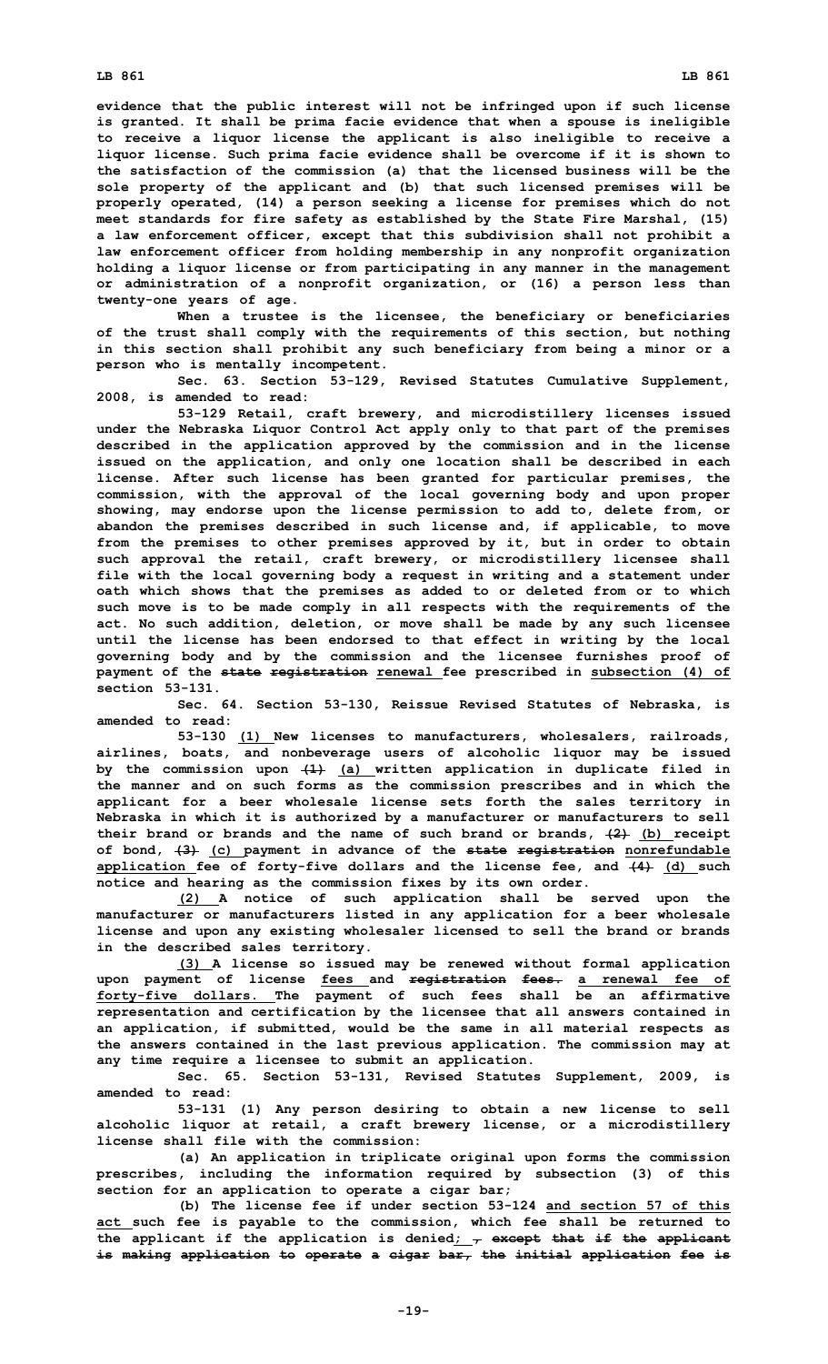evidence that the public interest will not be infringed upon if such license is granted. It shall be prima facie evidence that when a spouse is ineligible to receive a liquor license the applicant is also ineligible to receive a liquor license. Such prima facie evidence shall be overcome if it is shown to the satisfaction of the commission (a) that the licensed business will be the sole property of the applicant and (b) that such licensed premises will be properly operated, (14) a person seeking a license for premises which do not meet standards for fire safety as established by the State Fire Marshal, (15) a law enforcement officer, except that this subdivision shall not prohibit a law enforcement officer from holding membership in any nonprofit organization holding a liquor license or from participating in any manner in the management or administration of a nonprofit organization, or (16) a person less than twenty-one years of age.

When a trustee is the licensee, the beneficiary or beneficiaries of the trust shall comply with the requirements of this section, but nothing in this section shall prohibit any such beneficiary from being a minor or a person who is mentally incompetent.

Sec. 63. Section 53-129, Revised Statutes Cumulative Supplement, 2008, is amended to read:

53-129 Retail, craft brewery, and microdistillery licenses issued under the Nebraska Liquor Control Act apply only to that part of the premises described in the application approved by the commission and in the license issued on the application, and only one location shall be described in each license. After such license has been granted for particular premises, the commission, with the approval of the local governing body and upon proper showing, may endorse upon the license permission to add to, delete from, or abandon the premises described in such license and, if applicable, to move from the premises to other premises approved by it, but in order to obtain such approval the retail, craft brewery, or microdistillery licensee shall file with the local governing body a request in writing and a statement under oath which shows that the premises as added to or deleted from or to which such move is to be made comply in all respects with the requirements of the act. No such addition, deletion, or move shall be made by any such licensee until the license has been endorsed to that effect in writing by the local governing body and by the commission and the licensee furnishes proof of payment of the ~~state registration~~ renewal fee prescribed in subsection (4) of section 53-131.

Sec. 64. Section 53-130, Reissue Revised Statutes of Nebraska, is amended to read:

53-130 (1) New licenses to manufacturers, wholesalers, railroads, airlines, boats, and nonbeverage users of alcoholic liquor may be issued by the commission upon ~~(1)~~ (a) written application in duplicate filed in the manner and on such forms as the commission prescribes and in which the applicant for a beer wholesale license sets forth the sales territory in Nebraska in which it is authorized by a manufacturer or manufacturers to sell their brand or brands and the name of such brand or brands, ~~(2)~~ (b) receipt of bond, ~~(3)~~ (c) payment in advance of the ~~state registration~~ nonrefundable application fee of forty-five dollars and the license fee, and ~~(4)~~ (d) such notice and hearing as the commission fixes by its own order.

(2) A notice of such application shall be served upon the manufacturer or manufacturers listed in any application for a beer wholesale license and upon any existing wholesaler licensed to sell the brand or brands in the described sales territory.

(3) A license so issued may be renewed without formal application upon payment of license fees and ~~registration fees.~~ a renewal fee of forty-five dollars. The payment of such fees shall be an affirmative representation and certification by the licensee that all answers contained in an application, if submitted, would be the same in all material respects as the answers contained in the last previous application. The commission may at any time require a licensee to submit an application.

Sec. 65. Section 53-131, Revised Statutes Supplement, 2009, is amended to read:

53-131 (1) Any person desiring to obtain a new license to sell alcoholic liquor at retail, a craft brewery license, or a microdistillery license shall file with the commission:

(a) An application in triplicate original upon forms the commission prescribes, including the information required by subsection (3) of this section for an application to operate a cigar bar;

(b) The license fee if under section 53-124 and section 57 of this act such fee is payable to the commission, which fee shall be returned to the applicant if the application is denied; ~~, except that if the applicant is making application to operate a cigar bar, the initial application fee is~~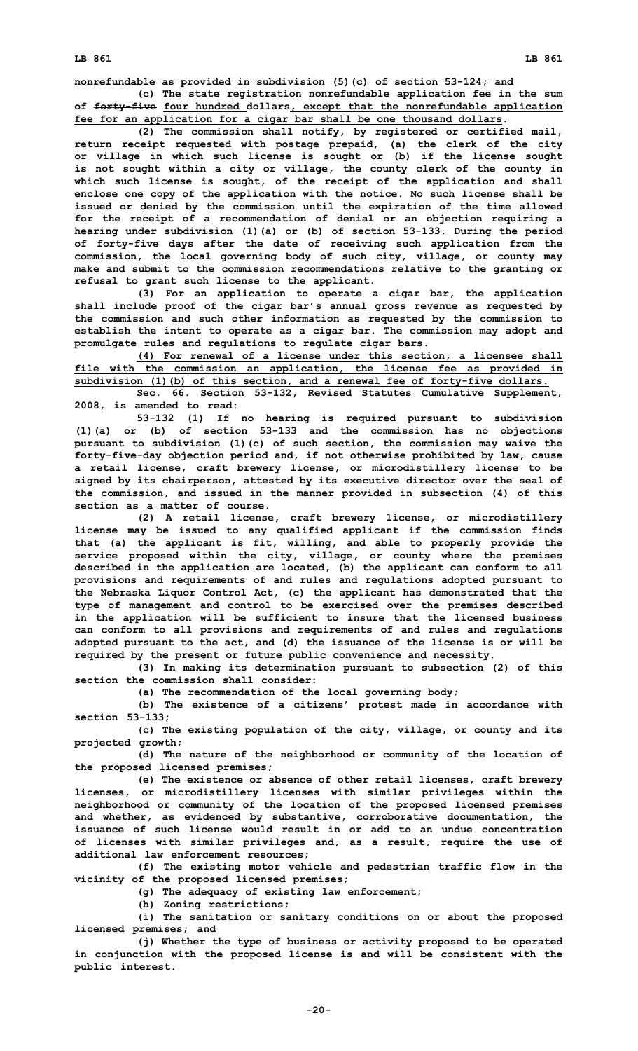~~nonrefundable as provided in subdivision (5)(c) of section 53-124;~~ and

(c) The ~~state registration~~ nonrefundable application fee in the sum of ~~forty-five~~ four hundred dollars, except that the nonrefundable application fee for an application for a cigar bar shall be one thousand dollars.

(2) The commission shall notify, by registered or certified mail, return receipt requested with postage prepaid, (a) the clerk of the city or village in which such license is sought or (b) if the license sought is not sought within a city or village, the county clerk of the county in which such license is sought, of the receipt of the application and shall enclose one copy of the application with the notice. No such license shall be issued or denied by the commission until the expiration of the time allowed for the receipt of a recommendation of denial or an objection requiring a hearing under subdivision (1)(a) or (b) of section 53-133. During the period of forty-five days after the date of receiving such application from the commission, the local governing body of such city, village, or county may make and submit to the commission recommendations relative to the granting or refusal to grant such license to the applicant.

(3) For an application to operate a cigar bar, the application shall include proof of the cigar bar's annual gross revenue as requested by the commission and such other information as requested by the commission to establish the intent to operate as a cigar bar. The commission may adopt and promulgate rules and regulations to regulate cigar bars.

(4) For renewal of a license under this section, a licensee shall file with the commission an application, the license fee as provided in subdivision (1)(b) of this section, and a renewal fee of forty-five dollars.

Sec. 66. Section 53-132, Revised Statutes Cumulative Supplement, 2008, is amended to read:

53-132 (1) If no hearing is required pursuant to subdivision (1)(a) or (b) of section 53-133 and the commission has no objections pursuant to subdivision (1)(c) of such section, the commission may waive the forty-five-day objection period and, if not otherwise prohibited by law, cause a retail license, craft brewery license, or microdistillery license to be signed by its chairperson, attested by its executive director over the seal of the commission, and issued in the manner provided in subsection (4) of this section as a matter of course.

(2) A retail license, craft brewery license, or microdistillery license may be issued to any qualified applicant if the commission finds that (a) the applicant is fit, willing, and able to properly provide the service proposed within the city, village, or county where the premises described in the application are located, (b) the applicant can conform to all provisions and requirements of and rules and regulations adopted pursuant to the Nebraska Liquor Control Act, (c) the applicant has demonstrated that the type of management and control to be exercised over the premises described in the application will be sufficient to insure that the licensed business can conform to all provisions and requirements of and rules and regulations adopted pursuant to the act, and (d) the issuance of the license is or will be required by the present or future public convenience and necessity.

(3) In making its determination pursuant to subsection (2) of this section the commission shall consider:

(a) The recommendation of the local governing body;

(b) The existence of a citizens' protest made in accordance with section 53-133;

(c) The existing population of the city, village, or county and its projected growth;

(d) The nature of the neighborhood or community of the location of the proposed licensed premises;

(e) The existence or absence of other retail licenses, craft brewery licenses, or microdistillery licenses with similar privileges within the neighborhood or community of the location of the proposed licensed premises and whether, as evidenced by substantive, corroborative documentation, the issuance of such license would result in or add to an undue concentration of licenses with similar privileges and, as a result, require the use of additional law enforcement resources;

(f) The existing motor vehicle and pedestrian traffic flow in the vicinity of the proposed licensed premises;

(g) The adequacy of existing law enforcement;

(h) Zoning restrictions;

(i) The sanitation or sanitary conditions on or about the proposed licensed premises; and

(j) Whether the type of business or activity proposed to be operated in conjunction with the proposed license is and will be consistent with the public interest.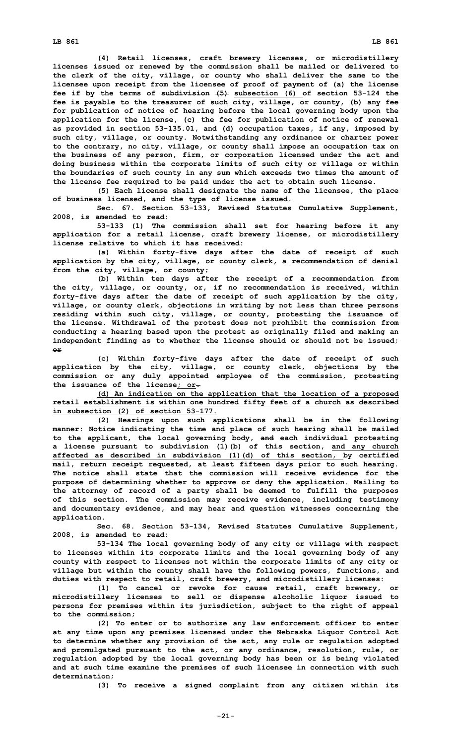(4) Retail licenses, craft brewery licenses, or microdistillery licenses issued or renewed by the commission shall be mailed or delivered to the clerk of the city, village, or county who shall deliver the same to the licensee upon receipt from the licensee of proof of payment of (a) the license fee if by the terms of ~~subdivision (5)~~ subsection (6) of section 53-124 the fee is payable to the treasurer of such city, village, or county, (b) any fee for publication of notice of hearing before the local governing body upon the application for the license, (c) the fee for publication of notice of renewal as provided in section 53-135.01, and (d) occupation taxes, if any, imposed by such city, village, or county. Notwithstanding any ordinance or charter power to the contrary, no city, village, or county shall impose an occupation tax on the business of any person, firm, or corporation licensed under the act and doing business within the corporate limits of such city or village or within the boundaries of such county in any sum which exceeds two times the amount of the license fee required to be paid under the act to obtain such license.

(5) Each license shall designate the name of the licensee, the place of business licensed, and the type of license issued.

Sec. 67. Section 53-133, Revised Statutes Cumulative Supplement, 2008, is amended to read:

53-133 (1) The commission shall set for hearing before it any application for a retail license, craft brewery license, or microdistillery license relative to which it has received:

(a) Within forty-five days after the date of receipt of such application by the city, village, or county clerk, a recommendation of denial from the city, village, or county;

(b) Within ten days after the receipt of a recommendation from the city, village, or county, or, if no recommendation is received, within forty-five days after the date of receipt of such application by the city, village, or county clerk, objections in writing by not less than three persons residing within such city, village, or county, protesting the issuance of the license. Withdrawal of the protest does not prohibit the commission from conducting a hearing based upon the protest as originally filed and making an independent finding as to whether the license should or should not be issued; ~~or~~

(c) Within forty-five days after the date of receipt of such application by the city, village, or county clerk, objections by the commission or any duly appointed employee of the commission, protesting the issuance of the license; or~~.~~

(d) An indication on the application that the location of a proposed retail establishment is within one hundred fifty feet of a church as described in subsection (2) of section 53-177.

(2) Hearings upon such applications shall be in the following manner: Notice indicating the time and place of such hearing shall be mailed to the applicant, the local governing body, ~~and~~ each individual protesting a license pursuant to subdivision (1)(b) of this section, and any church affected as described in subdivision (1)(d) of this section, by certified mail, return receipt requested, at least fifteen days prior to such hearing. The notice shall state that the commission will receive evidence for the purpose of determining whether to approve or deny the application. Mailing to the attorney of record of a party shall be deemed to fulfill the purposes of this section. The commission may receive evidence, including testimony and documentary evidence, and may hear and question witnesses concerning the application.

Sec. 68. Section 53-134, Revised Statutes Cumulative Supplement, 2008, is amended to read:

53-134 The local governing body of any city or village with respect to licenses within its corporate limits and the local governing body of any county with respect to licenses not within the corporate limits of any city or village but within the county shall have the following powers, functions, and duties with respect to retail, craft brewery, and microdistillery licenses:

(1) To cancel or revoke for cause retail, craft brewery, or microdistillery licenses to sell or dispense alcoholic liquor issued to persons for premises within its jurisdiction, subject to the right of appeal to the commission;

(2) To enter or to authorize any law enforcement officer to enter at any time upon any premises licensed under the Nebraska Liquor Control Act to determine whether any provision of the act, any rule or regulation adopted and promulgated pursuant to the act, or any ordinance, resolution, rule, or regulation adopted by the local governing body has been or is being violated and at such time examine the premises of such licensee in connection with such determination;

(3) To receive a signed complaint from any citizen within its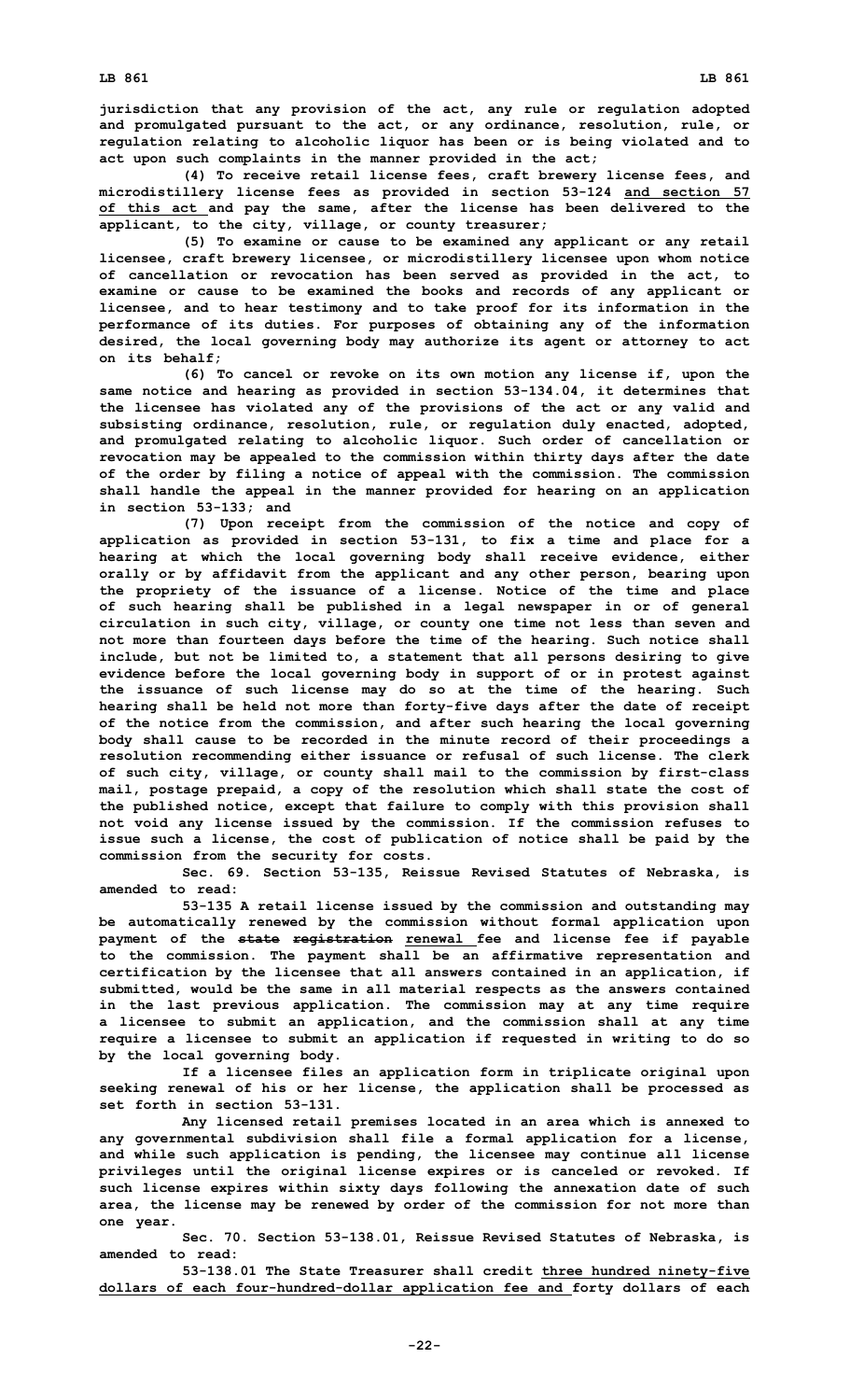**jurisdiction that any provision of the act, any rule or regulation adopted and promulgated pursuant to the act, or any ordinance, resolution, rule, or regulation relating to alcoholic liquor has been or is being violated and to act upon such complaints in the manner provided in the act;**

**(4) To receive retail license fees, craft brewery license fees, and microdistillery license fees as provided in section 53-124 and section 57 of this act and pay the same, after the license has been delivered to the applicant, to the city, village, or county treasurer;**

**(5) To examine or cause to be examined any applicant or any retail licensee, craft brewery licensee, or microdistillery licensee upon whom notice of cancellation or revocation has been served as provided in the act, to examine or cause to be examined the books and records of any applicant or licensee, and to hear testimony and to take proof for its information in the performance of its duties. For purposes of obtaining any of the information desired, the local governing body may authorize its agent or attorney to act on its behalf;**

**(6) To cancel or revoke on its own motion any license if, upon the same notice and hearing as provided in section 53-134.04, it determines that the licensee has violated any of the provisions of the act or any valid and subsisting ordinance, resolution, rule, or regulation duly enacted, adopted, and promulgated relating to alcoholic liquor. Such order of cancellation or revocation may be appealed to the commission within thirty days after the date of the order by filing a notice of appeal with the commission. The commission shall handle the appeal in the manner provided for hearing on an application in section 53-133; and**

**(7) Upon receipt from the commission of the notice and copy of application as provided in section 53-131, to fix a time and place for a hearing at which the local governing body shall receive evidence, either orally or by affidavit from the applicant and any other person, bearing upon the propriety of the issuance of a license. Notice of the time and place of such hearing shall be published in a legal newspaper in or of general circulation in such city, village, or county one time not less than seven and not more than fourteen days before the time of the hearing. Such notice shall include, but not be limited to, a statement that all persons desiring to give evidence before the local governing body in support of or in protest against the issuance of such license may do so at the time of the hearing. Such hearing shall be held not more than forty-five days after the date of receipt of the notice from the commission, and after such hearing the local governing body shall cause to be recorded in the minute record of their proceedings a resolution recommending either issuance or refusal of such license. The clerk of such city, village, or county shall mail to the commission by first-class mail, postage prepaid, a copy of the resolution which shall state the cost of the published notice, except that failure to comply with this provision shall not void any license issued by the commission. If the commission refuses to issue such a license, the cost of publication of notice shall be paid by the commission from the security for costs.**

**Sec. 69. Section 53-135, Reissue Revised Statutes of Nebraska, is amended to read:**

**53-135 A retail license issued by the commission and outstanding may be automatically renewed by the commission without formal application upon payment of the ~~state registration~~ renewal fee and license fee if payable to the commission. The payment shall be an affirmative representation and certification by the licensee that all answers contained in an application, if submitted, would be the same in all material respects as the answers contained in the last previous application. The commission may at any time require a licensee to submit an application, and the commission shall at any time require a licensee to submit an application if requested in writing to do so by the local governing body.**

**If a licensee files an application form in triplicate original upon seeking renewal of his or her license, the application shall be processed as set forth in section 53-131.**

**Any licensed retail premises located in an area which is annexed to any governmental subdivision shall file a formal application for a license, and while such application is pending, the licensee may continue all license privileges until the original license expires or is canceled or revoked. If such license expires within sixty days following the annexation date of such area, the license may be renewed by order of the commission for not more than one year.**

**Sec. 70. Section 53-138.01, Reissue Revised Statutes of Nebraska, is amended to read:**

**53-138.01 The State Treasurer shall credit three hundred ninety-five dollars of each four-hundred-dollar application fee and forty dollars of each**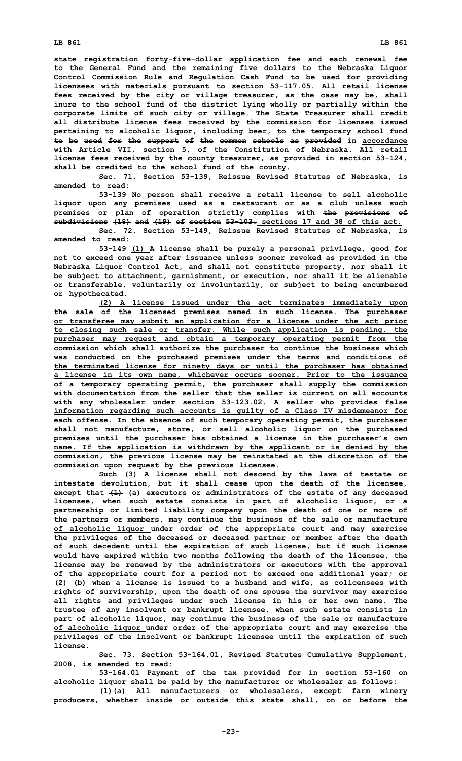state registration forty-five-dollar application fee and each renewal fee to the General Fund and the remaining five dollars to the Nebraska Liquor Control Commission Rule and Regulation Cash Fund to be used for providing licensees with materials pursuant to section 53-117.05. All retail license fees received by the city or village treasurer, as the case may be, shall inure to the school fund of the district lying wholly or partially within the corporate limits of such city or village. The State Treasurer shall credit all distribute license fees received by the commission for licenses issued pertaining to alcoholic liquor, including beer, to the temporary school fund to be used for the support of the common schools as provided in accordance with Article VII, section 5, of the Constitution of Nebraska. All retail license fees received by the county treasurer, as provided in section 53-124, shall be credited to the school fund of the county.

Sec. 71. Section 53-139, Reissue Revised Statutes of Nebraska, is amended to read:

53-139 No person shall receive a retail license to sell alcoholic liquor upon any premises used as a restaurant or as a club unless such premises or plan of operation strictly complies with the provisions of subdivisions (18) and (19) of section 53-103. sections 17 and 38 of this act.

Sec. 72. Section 53-149, Reissue Revised Statutes of Nebraska, is amended to read:

53-149 (1) A license shall be purely a personal privilege, good for not to exceed one year after issuance unless sooner revoked as provided in the Nebraska Liquor Control Act, and shall not constitute property, nor shall it be subject to attachment, garnishment, or execution, nor shall it be alienable or transferable, voluntarily or involuntarily, or subject to being encumbered or hypothecated.

(2) A license issued under the act terminates immediately upon the sale of the licensed premises named in such license. The purchaser or transferee may submit an application for a license under the act prior to closing such sale or transfer. While such application is pending, the purchaser may request and obtain a temporary operating permit from the commission which shall authorize the purchaser to continue the business which was conducted on the purchased premises under the terms and conditions of the terminated license for ninety days or until the purchaser has obtained a license in its own name, whichever occurs sooner. Prior to the issuance of a temporary operating permit, the purchaser shall supply the commission with documentation from the seller that the seller is current on all accounts with any wholesaler under section 53-123.02. A seller who provides false information regarding such accounts is guilty of a Class IV misdemeanor for each offense. In the absence of such temporary operating permit, the purchaser shall not manufacture, store, or sell alcoholic liquor on the purchased premises until the purchaser has obtained a license in the purchaser's own name. If the application is withdrawn by the applicant or is denied by the commission, the previous license may be reinstated at the discretion of the commission upon request by the previous licensee.

Such (3) A license shall not descend by the laws of testate or intestate devolution, but it shall cease upon the death of the licensee, except that (1) (a) executors or administrators of the estate of any deceased licensee, when such estate consists in part of alcoholic liquor, or a partnership or limited liability company upon the death of one or more of the partners or members, may continue the business of the sale or manufacture of alcoholic liquor under order of the appropriate court and may exercise the privileges of the deceased or deceased partner or member after the death of such decedent until the expiration of such license, but if such license would have expired within two months following the death of the licensee, the license may be renewed by the administrators or executors with the approval of the appropriate court for a period not to exceed one additional year; or (2) (b) when a license is issued to a husband and wife, as colicensees with rights of survivorship, upon the death of one spouse the survivor may exercise all rights and privileges under such license in his or her own name. The trustee of any insolvent or bankrupt licensee, when such estate consists in part of alcoholic liquor, may continue the business of the sale or manufacture of alcoholic liquor under order of the appropriate court and may exercise the privileges of the insolvent or bankrupt licensee until the expiration of such license.

Sec. 73. Section 53-164.01, Revised Statutes Cumulative Supplement, 2008, is amended to read:

53-164.01 Payment of the tax provided for in section 53-160 on alcoholic liquor shall be paid by the manufacturer or wholesaler as follows:

(1)(a) All manufacturers or wholesalers, except farm winery producers, whether inside or outside this state shall, on or before the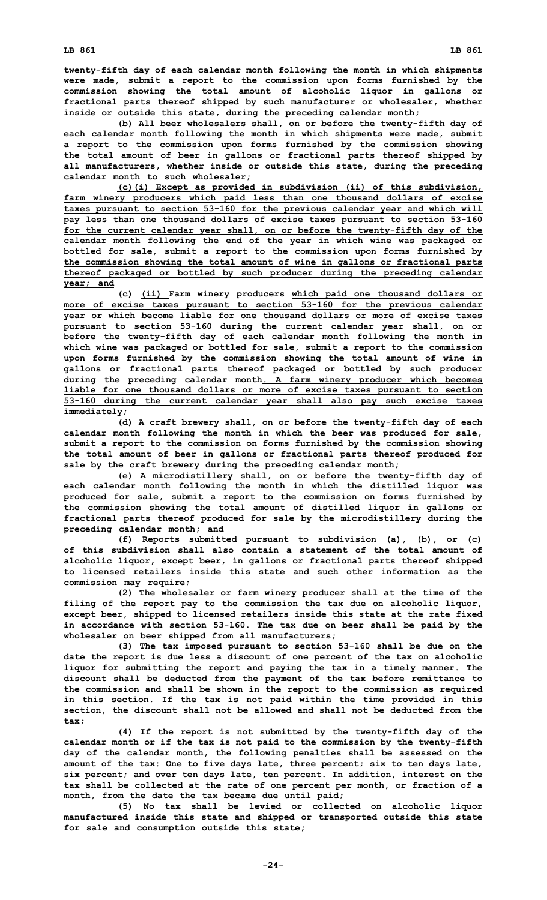twenty-fifth day of each calendar month following the month in which shipments were made, submit a report to the commission upon forms furnished by the commission showing the total amount of alcoholic liquor in gallons or fractional parts thereof shipped by such manufacturer or wholesaler, whether inside or outside this state, during the preceding calendar month;

(b) All beer wholesalers shall, on or before the twenty-fifth day of each calendar month following the month in which shipments were made, submit a report to the commission upon forms furnished by the commission showing the total amount of beer in gallons or fractional parts thereof shipped by all manufacturers, whether inside or outside this state, during the preceding calendar month to such wholesaler;

(c)(i) Except as provided in subdivision (ii) of this subdivision, farm winery producers which paid less than one thousand dollars of excise taxes pursuant to section 53-160 for the previous calendar year and which will pay less than one thousand dollars of excise taxes pursuant to section 53-160 for the current calendar year shall, on or before the twenty-fifth day of the calendar month following the end of the year in which wine was packaged or bottled for sale, submit a report to the commission upon forms furnished by the commission showing the total amount of wine in gallons or fractional parts thereof packaged or bottled by such producer during the preceding calendar year; and

~~(c)~~ (ii) Farm winery producers which paid one thousand dollars or more of excise taxes pursuant to section 53-160 for the previous calendar year or which become liable for one thousand dollars or more of excise taxes pursuant to section 53-160 during the current calendar year shall, on or before the twenty-fifth day of each calendar month following the month in which wine was packaged or bottled for sale, submit a report to the commission upon forms furnished by the commission showing the total amount of wine in gallons or fractional parts thereof packaged or bottled by such producer during the preceding calendar month. A farm winery producer which becomes liable for one thousand dollars or more of excise taxes pursuant to section 53-160 during the current calendar year shall also pay such excise taxes immediately;

(d) A craft brewery shall, on or before the twenty-fifth day of each calendar month following the month in which the beer was produced for sale, submit a report to the commission on forms furnished by the commission showing the total amount of beer in gallons or fractional parts thereof produced for sale by the craft brewery during the preceding calendar month;

(e) A microdistillery shall, on or before the twenty-fifth day of each calendar month following the month in which the distilled liquor was produced for sale, submit a report to the commission on forms furnished by the commission showing the total amount of distilled liquor in gallons or fractional parts thereof produced for sale by the microdistillery during the preceding calendar month; and

(f) Reports submitted pursuant to subdivision (a), (b), or (c) of this subdivision shall also contain a statement of the total amount of alcoholic liquor, except beer, in gallons or fractional parts thereof shipped to licensed retailers inside this state and such other information as the commission may require;

(2) The wholesaler or farm winery producer shall at the time of the filing of the report pay to the commission the tax due on alcoholic liquor, except beer, shipped to licensed retailers inside this state at the rate fixed in accordance with section 53-160. The tax due on beer shall be paid by the wholesaler on beer shipped from all manufacturers;

(3) The tax imposed pursuant to section 53-160 shall be due on the date the report is due less a discount of one percent of the tax on alcoholic liquor for submitting the report and paying the tax in a timely manner. The discount shall be deducted from the payment of the tax before remittance to the commission and shall be shown in the report to the commission as required in this section. If the tax is not paid within the time provided in this section, the discount shall not be allowed and shall not be deducted from the tax;

(4) If the report is not submitted by the twenty-fifth day of the calendar month or if the tax is not paid to the commission by the twenty-fifth day of the calendar month, the following penalties shall be assessed on the amount of the tax: One to five days late, three percent; six to ten days late, six percent; and over ten days late, ten percent. In addition, interest on the tax shall be collected at the rate of one percent per month, or fraction of a month, from the date the tax became due until paid;

(5) No tax shall be levied or collected on alcoholic liquor manufactured inside this state and shipped or transported outside this state for sale and consumption outside this state;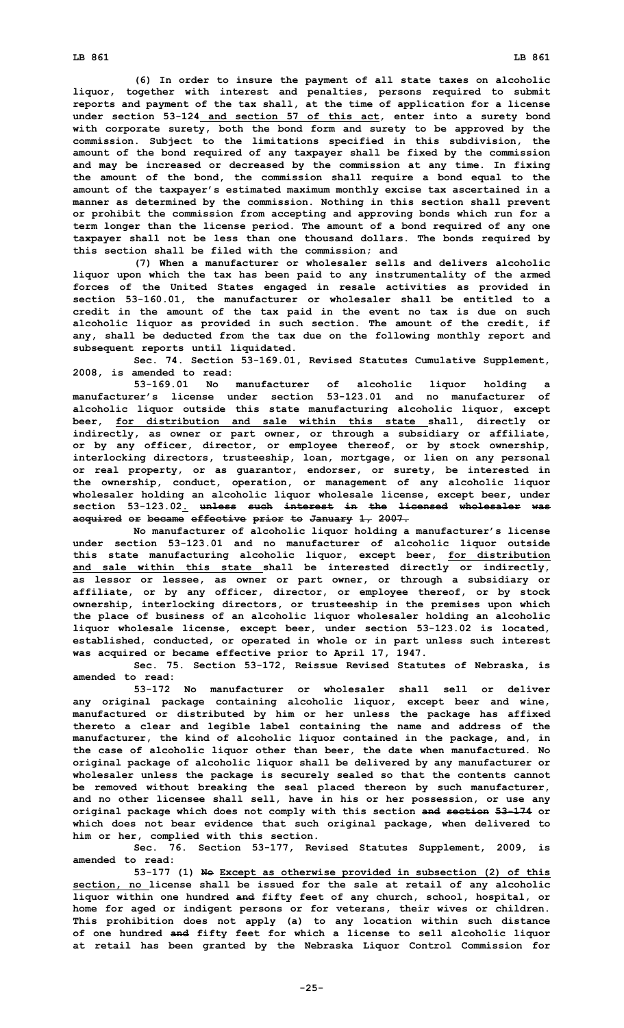**(6) In order to insure the payment of all state taxes on alcoholic liquor, together with interest and penalties, persons required to submit reports and payment of the tax shall, at the time of application for a license under section 53-124 and section 57 of this act, enter into a surety bond with corporate surety, both the bond form and surety to be approved by the commission. Subject to the limitations specified in this subdivision, the amount of the bond required of any taxpayer shall be fixed by the commission and may be increased or decreased by the commission at any time. In fixing the amount of the bond, the commission shall require a bond equal to the amount of the taxpayer's estimated maximum monthly excise tax ascertained in a manner as determined by the commission. Nothing in this section shall prevent or prohibit the commission from accepting and approving bonds which run for a term longer than the license period. The amount of a bond required of any one taxpayer shall not be less than one thousand dollars. The bonds required by this section shall be filed with the commission; and**

**(7) When a manufacturer or wholesaler sells and delivers alcoholic liquor upon which the tax has been paid to any instrumentality of the armed forces of the United States engaged in resale activities as provided in section 53-160.01, the manufacturer or wholesaler shall be entitled to a credit in the amount of the tax paid in the event no tax is due on such alcoholic liquor as provided in such section. The amount of the credit, if any, shall be deducted from the tax due on the following monthly report and subsequent reports until liquidated.**

**Sec. 74. Section 53-169.01, Revised Statutes Cumulative Supplement, 2008, is amended to read:**

**53-169.01 No manufacturer of alcoholic liquor holding a manufacturer's license under section 53-123.01 and no manufacturer of alcoholic liquor outside this state manufacturing alcoholic liquor, except beer, for distribution and sale within this state shall, directly or indirectly, as owner or part owner, or through a subsidiary or affiliate, or by any officer, director, or employee thereof, or by stock ownership, interlocking directors, trusteeship, loan, mortgage, or lien on any personal or real property, or as guarantor, endorser, or surety, be interested in the ownership, conduct, operation, or management of any alcoholic liquor wholesaler holding an alcoholic liquor wholesale license, except beer, under section 53-123.02. ~~unless such interest in the licensed wholesaler was acquired or became effective prior to January 1, 2007.~~**

**No manufacturer of alcoholic liquor holding a manufacturer's license under section 53-123.01 and no manufacturer of alcoholic liquor outside this state manufacturing alcoholic liquor, except beer, for distribution and sale within this state shall be interested directly or indirectly, as lessor or lessee, as owner or part owner, or through a subsidiary or affiliate, or by any officer, director, or employee thereof, or by stock ownership, interlocking directors, or trusteeship in the premises upon which the place of business of an alcoholic liquor wholesaler holding an alcoholic liquor wholesale license, except beer, under section 53-123.02 is located, established, conducted, or operated in whole or in part unless such interest was acquired or became effective prior to April 17, 1947.**

**Sec. 75. Section 53-172, Reissue Revised Statutes of Nebraska, is amended to read:**

**53-172 No manufacturer or wholesaler shall sell or deliver any original package containing alcoholic liquor, except beer and wine, manufactured or distributed by him or her unless the package has affixed thereto a clear and legible label containing the name and address of the manufacturer, the kind of alcoholic liquor contained in the package, and, in the case of alcoholic liquor other than beer, the date when manufactured. No original package of alcoholic liquor shall be delivered by any manufacturer or wholesaler unless the package is securely sealed so that the contents cannot be removed without breaking the seal placed thereon by such manufacturer, and no other licensee shall sell, have in his or her possession, or use any original package which does not comply with this section ~~and section 53-174~~ or which does not bear evidence that such original package, when delivered to him or her, complied with this section.**

**Sec. 76. Section 53-177, Revised Statutes Supplement, 2009, is amended to read:**

**53-177 (1) ~~No~~ Except as otherwise provided in subsection (2) of this section, no license shall be issued for the sale at retail of any alcoholic liquor within one hundred ~~and~~ fifty feet of any church, school, hospital, or home for aged or indigent persons or for veterans, their wives or children. This prohibition does not apply (a) to any location within such distance of one hundred ~~and~~ fifty feet for which a license to sell alcoholic liquor at retail has been granted by the Nebraska Liquor Control Commission for**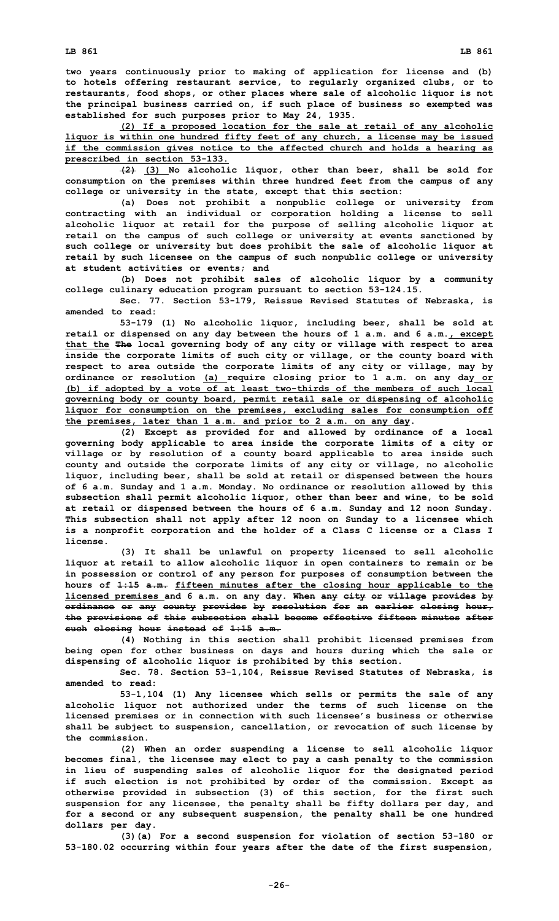**two years continuously prior to making of application for license and (b) to hotels offering restaurant service, to regularly organized clubs, or to restaurants, food shops, or other places where sale of alcoholic liquor is not the principal business carried on, if such place of business so exempted was established for such purposes prior to May 24, 1935.**

**(2) If a proposed location for the sale at retail of any alcoholic liquor is within one hundred fifty feet of any church, a license may be issued if the commission gives notice to the affected church and holds a hearing as prescribed in section 53-133.**

**~~(2)~~ (3) No alcoholic liquor, other than beer, shall be sold for consumption on the premises within three hundred feet from the campus of any college or university in the state, except that this section:**

**(a) Does not prohibit a nonpublic college or university from contracting with an individual or corporation holding a license to sell alcoholic liquor at retail for the purpose of selling alcoholic liquor at retail on the campus of such college or university at events sanctioned by such college or university but does prohibit the sale of alcoholic liquor at retail by such licensee on the campus of such nonpublic college or university at student activities or events; and**

**(b) Does not prohibit sales of alcoholic liquor by a community college culinary education program pursuant to section 53-124.15.**

**Sec. 77. Section 53-179, Reissue Revised Statutes of Nebraska, is amended to read:**

**53-179 (1) No alcoholic liquor, including beer, shall be sold at retail or dispensed on any day between the hours of 1 a.m. and 6 a.m., except that the ~~The~~ local governing body of any city or village with respect to area inside the corporate limits of such city or village, or the county board with respect to area outside the corporate limits of any city or village, may by ordinance or resolution (a) require closing prior to 1 a.m. on any day or (b) if adopted by a vote of at least two-thirds of the members of such local governing body or county board, permit retail sale or dispensing of alcoholic liquor for consumption on the premises, excluding sales for consumption off the premises, later than 1 a.m. and prior to 2 a.m. on any day.**

**(2) Except as provided for and allowed by ordinance of a local governing body applicable to area inside the corporate limits of a city or village or by resolution of a county board applicable to area inside such county and outside the corporate limits of any city or village, no alcoholic liquor, including beer, shall be sold at retail or dispensed between the hours of 6 a.m. Sunday and 1 a.m. Monday. No ordinance or resolution allowed by this subsection shall permit alcoholic liquor, other than beer and wine, to be sold at retail or dispensed between the hours of 6 a.m. Sunday and 12 noon Sunday. This subsection shall not apply after 12 noon on Sunday to a licensee which is a nonprofit corporation and the holder of a Class C license or a Class I license.**

**(3) It shall be unlawful on property licensed to sell alcoholic liquor at retail to allow alcoholic liquor in open containers to remain or be in possession or control of any person for purposes of consumption between the hours of ~~1:15 a.m.~~ fifteen minutes after the closing hour applicable to the licensed premises and 6 a.m. on any day. ~~When any city or village provides by ordinance or any county provides by resolution for an earlier closing hour, the provisions of this subsection shall become effective fifteen minutes after such closing hour instead of 1:15 a.m.~~**

**(4) Nothing in this section shall prohibit licensed premises from being open for other business on days and hours during which the sale or dispensing of alcoholic liquor is prohibited by this section.**

**Sec. 78. Section 53-1,104, Reissue Revised Statutes of Nebraska, is amended to read:**

**53-1,104 (1) Any licensee which sells or permits the sale of any alcoholic liquor not authorized under the terms of such license on the licensed premises or in connection with such licensee's business or otherwise shall be subject to suspension, cancellation, or revocation of such license by the commission.**

**(2) When an order suspending a license to sell alcoholic liquor becomes final, the licensee may elect to pay a cash penalty to the commission in lieu of suspending sales of alcoholic liquor for the designated period if such election is not prohibited by order of the commission. Except as otherwise provided in subsection (3) of this section, for the first such suspension for any licensee, the penalty shall be fifty dollars per day, and for a second or any subsequent suspension, the penalty shall be one hundred dollars per day.**

**(3)(a) For a second suspension for violation of section 53-180 or 53-180.02 occurring within four years after the date of the first suspension,**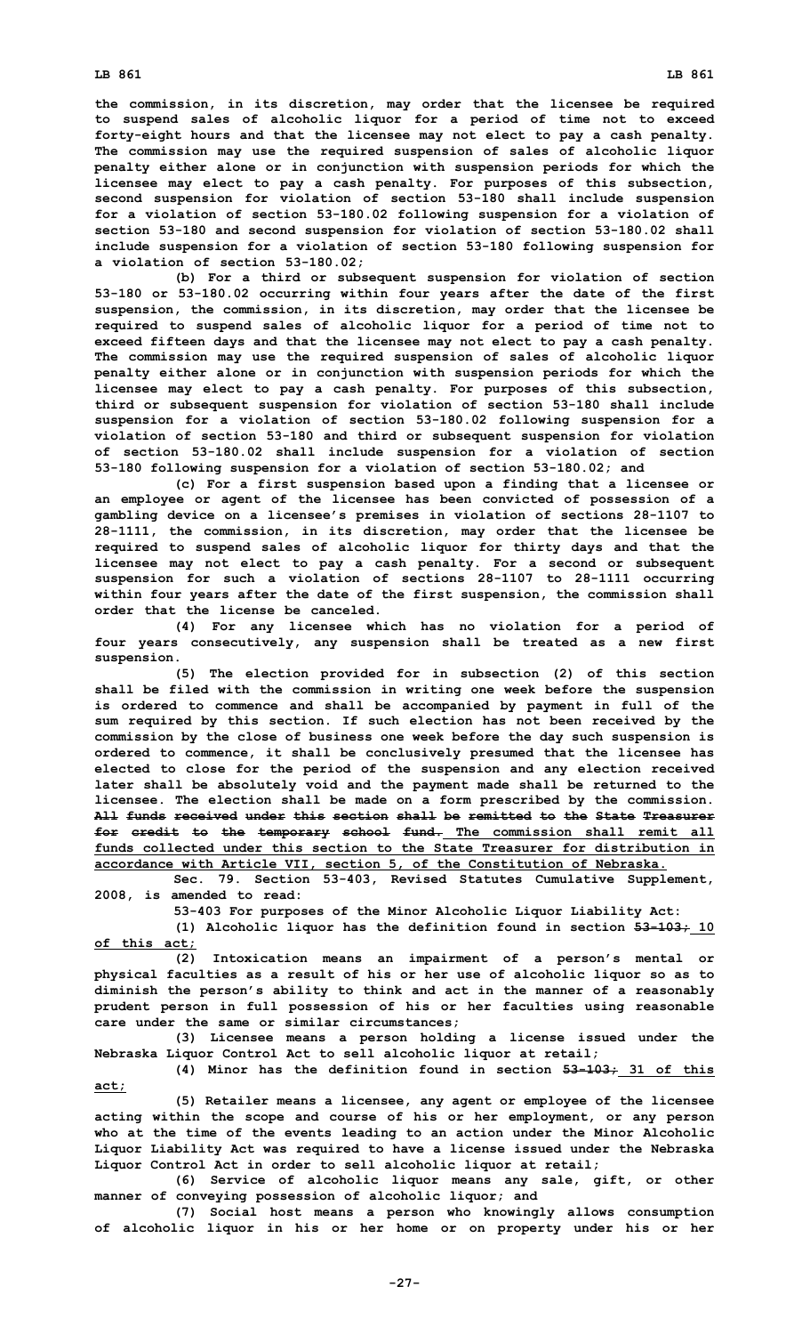the commission, in its discretion, may order that the licensee be required to suspend sales of alcoholic liquor for a period of time not to exceed forty-eight hours and that the licensee may not elect to pay a cash penalty. The commission may use the required suspension of sales of alcoholic liquor penalty either alone or in conjunction with suspension periods for which the licensee may elect to pay a cash penalty. For purposes of this subsection, second suspension for violation of section 53-180 shall include suspension for a violation of section 53-180.02 following suspension for a violation of section 53-180 and second suspension for violation of section 53-180.02 shall include suspension for a violation of section 53-180 following suspension for a violation of section 53-180.02;

(b) For a third or subsequent suspension for violation of section 53-180 or 53-180.02 occurring within four years after the date of the first suspension, the commission, in its discretion, may order that the licensee be required to suspend sales of alcoholic liquor for a period of time not to exceed fifteen days and that the licensee may not elect to pay a cash penalty. The commission may use the required suspension of sales of alcoholic liquor penalty either alone or in conjunction with suspension periods for which the licensee may elect to pay a cash penalty. For purposes of this subsection, third or subsequent suspension for violation of section 53-180 shall include suspension for a violation of section 53-180.02 following suspension for a violation of section 53-180 and third or subsequent suspension for violation of section 53-180.02 shall include suspension for a violation of section 53-180 following suspension for a violation of section 53-180.02; and

(c) For a first suspension based upon a finding that a licensee or an employee or agent of the licensee has been convicted of possession of a gambling device on a licensee's premises in violation of sections 28-1107 to 28-1111, the commission, in its discretion, may order that the licensee be required to suspend sales of alcoholic liquor for thirty days and that the licensee may not elect to pay a cash penalty. For a second or subsequent suspension for such a violation of sections 28-1107 to 28-1111 occurring within four years after the date of the first suspension, the commission shall order that the license be canceled.

(4) For any licensee which has no violation for a period of four years consecutively, any suspension shall be treated as a new first suspension.

(5) The election provided for in subsection (2) of this section shall be filed with the commission in writing one week before the suspension is ordered to commence and shall be accompanied by payment in full of the sum required by this section. If such election has not been received by the commission by the close of business one week before the day such suspension is ordered to commence, it shall be conclusively presumed that the licensee has elected to close for the period of the suspension and any election received later shall be absolutely void and the payment made shall be returned to the licensee. The election shall be made on a form prescribed by the commission. ~~All funds received under this section shall be remitted to the State Treasurer for credit to the temporary school fund.~~ The commission shall remit all funds collected under this section to the State Treasurer for distribution in accordance with Article VII, section 5, of the Constitution of Nebraska.

Sec. 79. Section 53-403, Revised Statutes Cumulative Supplement, 2008, is amended to read:

53-403 For purposes of the Minor Alcoholic Liquor Liability Act:

(1) Alcoholic liquor has the definition found in section ~~53-103;~~ 10 of this act;

(2) Intoxication means an impairment of a person's mental or physical faculties as a result of his or her use of alcoholic liquor so as to diminish the person's ability to think and act in the manner of a reasonably prudent person in full possession of his or her faculties using reasonable care under the same or similar circumstances;

(3) Licensee means a person holding a license issued under the Nebraska Liquor Control Act to sell alcoholic liquor at retail;

(4) Minor has the definition found in section ~~53-103;~~ 31 of this act;

(5) Retailer means a licensee, any agent or employee of the licensee acting within the scope and course of his or her employment, or any person who at the time of the events leading to an action under the Minor Alcoholic Liquor Liability Act was required to have a license issued under the Nebraska Liquor Control Act in order to sell alcoholic liquor at retail;

(6) Service of alcoholic liquor means any sale, gift, or other manner of conveying possession of alcoholic liquor; and

(7) Social host means a person who knowingly allows consumption of alcoholic liquor in his or her home or on property under his or her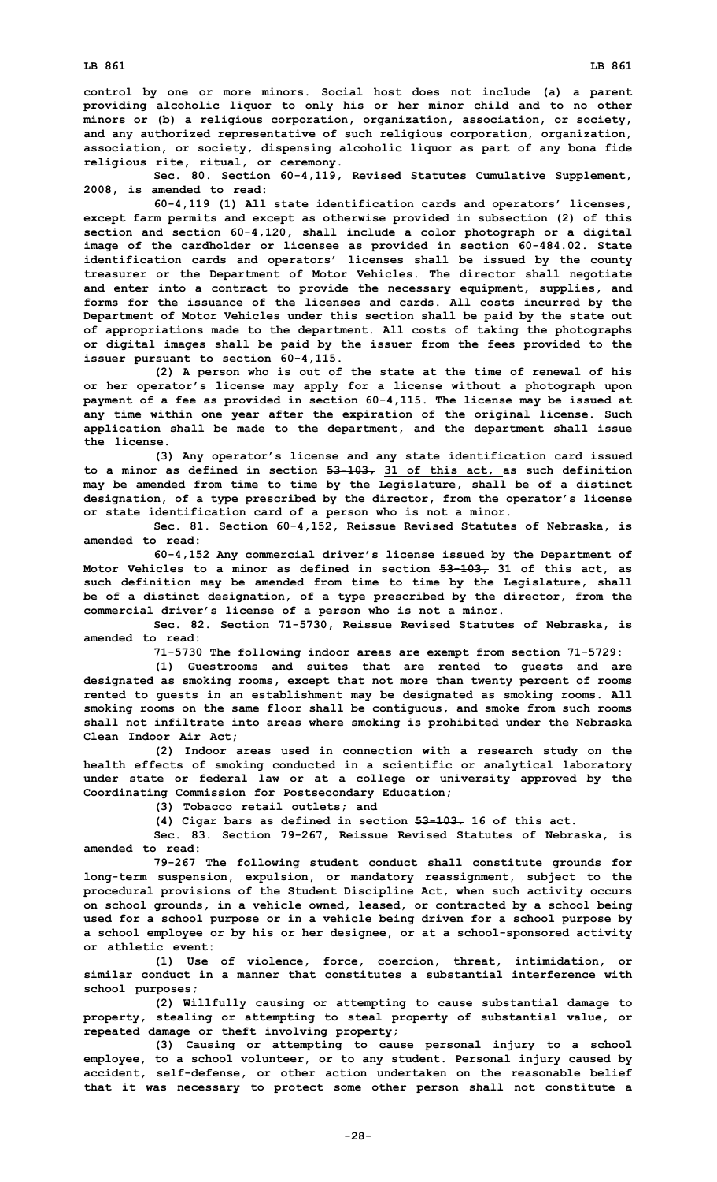**control by one or more minors. Social host does not include (a) a parent providing alcoholic liquor to only his or her minor child and to no other minors or (b) a religious corporation, organization, association, or society, and any authorized representative of such religious corporation, organization, association, or society, dispensing alcoholic liquor as part of any bona fide religious rite, ritual, or ceremony.**

**Sec. 80. Section 60-4,119, Revised Statutes Cumulative Supplement, 2008, is amended to read:**

**60-4,119 (1) All state identification cards and operators' licenses, except farm permits and except as otherwise provided in subsection (2) of this section and section 60-4,120, shall include a color photograph or a digital image of the cardholder or licensee as provided in section 60-484.02. State identification cards and operators' licenses shall be issued by the county treasurer or the Department of Motor Vehicles. The director shall negotiate and enter into a contract to provide the necessary equipment, supplies, and forms for the issuance of the licenses and cards. All costs incurred by the Department of Motor Vehicles under this section shall be paid by the state out of appropriations made to the department. All costs of taking the photographs or digital images shall be paid by the issuer from the fees provided to the issuer pursuant to section 60-4,115.**

**(2) A person who is out of the state at the time of renewal of his or her operator's license may apply for a license without a photograph upon payment of a fee as provided in section 60-4,115. The license may be issued at any time within one year after the expiration of the original license. Such application shall be made to the department, and the department shall issue the license.**

**(3) Any operator's license and any state identification card issued to a minor as defined in section ~~53-103,~~ <u>31 of this act,</u> as such definition may be amended from time to time by the Legislature, shall be of a distinct designation, of a type prescribed by the director, from the operator's license or state identification card of a person who is not a minor.**

**Sec. 81. Section 60-4,152, Reissue Revised Statutes of Nebraska, is amended to read:**

**60-4,152 Any commercial driver's license issued by the Department of Motor Vehicles to a minor as defined in section ~~53-103,~~ <u>31 of this act,</u> as such definition may be amended from time to time by the Legislature, shall be of a distinct designation, of a type prescribed by the director, from the commercial driver's license of a person who is not a minor.**

**Sec. 82. Section 71-5730, Reissue Revised Statutes of Nebraska, is amended to read:**

**71-5730 The following indoor areas are exempt from section 71-5729:**

**(1) Guestrooms and suites that are rented to guests and are designated as smoking rooms, except that not more than twenty percent of rooms rented to guests in an establishment may be designated as smoking rooms. All smoking rooms on the same floor shall be contiguous, and smoke from such rooms shall not infiltrate into areas where smoking is prohibited under the Nebraska Clean Indoor Air Act;**

**(2) Indoor areas used in connection with a research study on the health effects of smoking conducted in a scientific or analytical laboratory under state or federal law or at a college or university approved by the Coordinating Commission for Postsecondary Education;**

**(3) Tobacco retail outlets; and**

**(4) Cigar bars as defined in section ~~53-103.~~ <u>16 of this act.</u>**

**Sec. 83. Section 79-267, Reissue Revised Statutes of Nebraska, is amended to read:**

**79-267 The following student conduct shall constitute grounds for long-term suspension, expulsion, or mandatory reassignment, subject to the procedural provisions of the Student Discipline Act, when such activity occurs on school grounds, in a vehicle owned, leased, or contracted by a school being used for a school purpose or in a vehicle being driven for a school purpose by a school employee or by his or her designee, or at a school-sponsored activity or athletic event:**

**(1) Use of violence, force, coercion, threat, intimidation, or similar conduct in a manner that constitutes a substantial interference with school purposes;**

**(2) Willfully causing or attempting to cause substantial damage to property, stealing or attempting to steal property of substantial value, or repeated damage or theft involving property;**

**(3) Causing or attempting to cause personal injury to a school employee, to a school volunteer, or to any student. Personal injury caused by accident, self-defense, or other action undertaken on the reasonable belief that it was necessary to protect some other person shall not constitute a**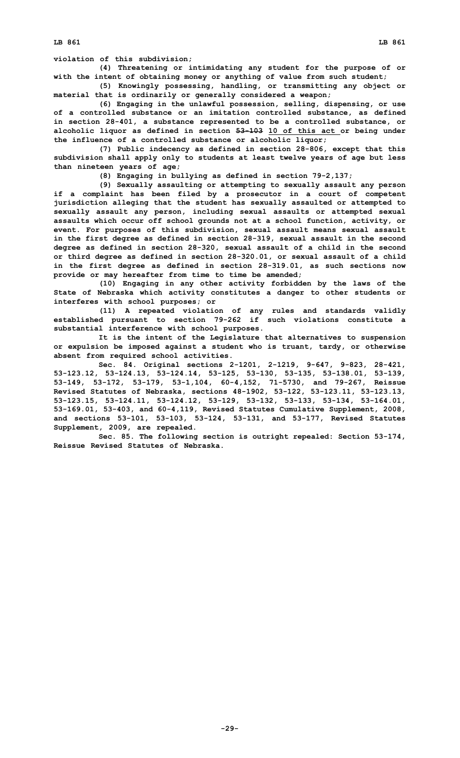violation of this subdivision;

(4) Threatening or intimidating any student for the purpose of or with the intent of obtaining money or anything of value from such student;

(5) Knowingly possessing, handling, or transmitting any object or material that is ordinarily or generally considered a weapon;

(6) Engaging in the unlawful possession, selling, dispensing, or use of a controlled substance or an imitation controlled substance, as defined in section 28-401, a substance represented to be a controlled substance, or alcoholic liquor as defined in section ~~53-103~~ 10 of this act or being under the influence of a controlled substance or alcoholic liquor;

(7) Public indecency as defined in section 28-806, except that this subdivision shall apply only to students at least twelve years of age but less than nineteen years of age;

(8) Engaging in bullying as defined in section 79-2,137;

(9) Sexually assaulting or attempting to sexually assault any person if a complaint has been filed by a prosecutor in a court of competent jurisdiction alleging that the student has sexually assaulted or attempted to sexually assault any person, including sexual assaults or attempted sexual assaults which occur off school grounds not at a school function, activity, or event. For purposes of this subdivision, sexual assault means sexual assault in the first degree as defined in section 28-319, sexual assault in the second degree as defined in section 28-320, sexual assault of a child in the second or third degree as defined in section 28-320.01, or sexual assault of a child in the first degree as defined in section 28-319.01, as such sections now provide or may hereafter from time to time be amended;

(10) Engaging in any other activity forbidden by the laws of the State of Nebraska which activity constitutes a danger to other students or interferes with school purposes; or

(11) A repeated violation of any rules and standards validly established pursuant to section 79-262 if such violations constitute a substantial interference with school purposes.

It is the intent of the Legislature that alternatives to suspension or expulsion be imposed against a student who is truant, tardy, or otherwise absent from required school activities.

Sec. 84. Original sections 2-1201, 2-1219, 9-647, 9-823, 28-421, 53-123.12, 53-124.13, 53-124.14, 53-125, 53-130, 53-135, 53-138.01, 53-139, 53-149, 53-172, 53-179, 53-1,104, 60-4,152, 71-5730, and 79-267, Reissue Revised Statutes of Nebraska, sections 48-1902, 53-122, 53-123.11, 53-123.13, 53-123.15, 53-124.11, 53-124.12, 53-129, 53-132, 53-133, 53-134, 53-164.01, 53-169.01, 53-403, and 60-4,119, Revised Statutes Cumulative Supplement, 2008, and sections 53-101, 53-103, 53-124, 53-131, and 53-177, Revised Statutes Supplement, 2009, are repealed.

Sec. 85. The following section is outright repealed: Section 53-174, Reissue Revised Statutes of Nebraska.